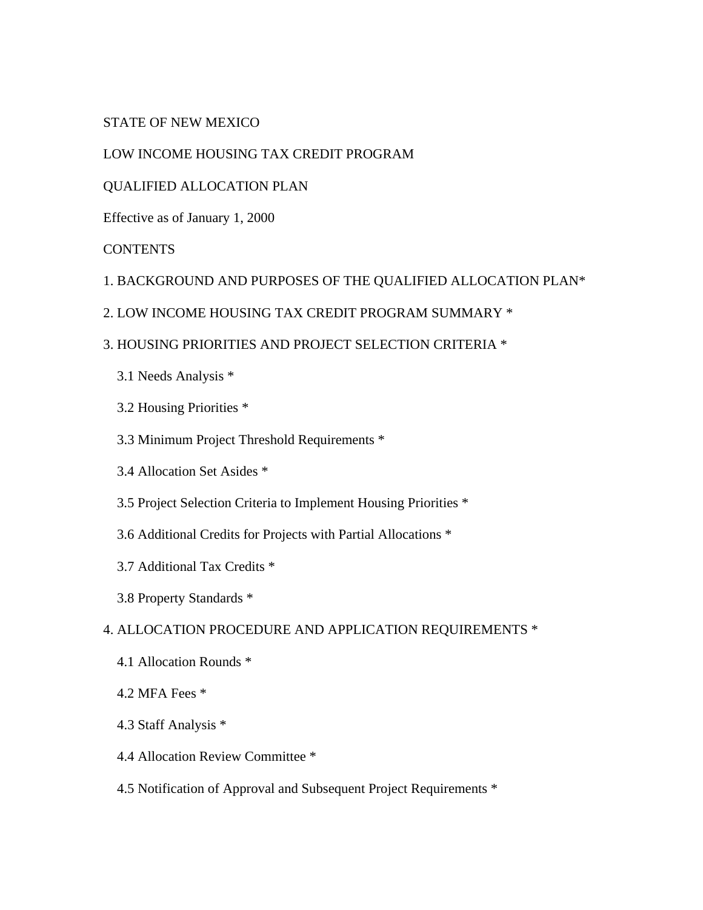STATE OF NEW MEXICO

LOW INCOME HOUSING TAX CREDIT PROGRAM

QUALIFIED ALLOCATION PLAN

Effective as of January 1, 2000

CONTENTS

1. BACKGROUND AND PURPOSES OF THE QUALIFIED ALLOCATION PLAN*

2. LOW INCOME HOUSING TAX CREDIT PROGRAM SUMMARY *

3. HOUSING PRIORITIES AND PROJECT SELECTION CRITERIA *

- 3.1 Needs Analysis *
- 3.2 Housing Priorities *
- 3.3 Minimum Project Threshold Requirements *
- 3.4 Allocation Set Asides *
- 3.5 Project Selection Criteria to Implement Housing Priorities *
- 3.6 Additional Credits for Projects with Partial Allocations *
- 3.7 Additional Tax Credits *
- 3.8 Property Standards *

4. ALLOCATION PROCEDURE AND APPLICATION REQUIREMENTS *

- 4.1 Allocation Rounds *
- 4.2 MFA Fees *
- 4.3 Staff Analysis *
- 4.4 Allocation Review Committee *
- 4.5 Notification of Approval and Subsequent Project Requirements *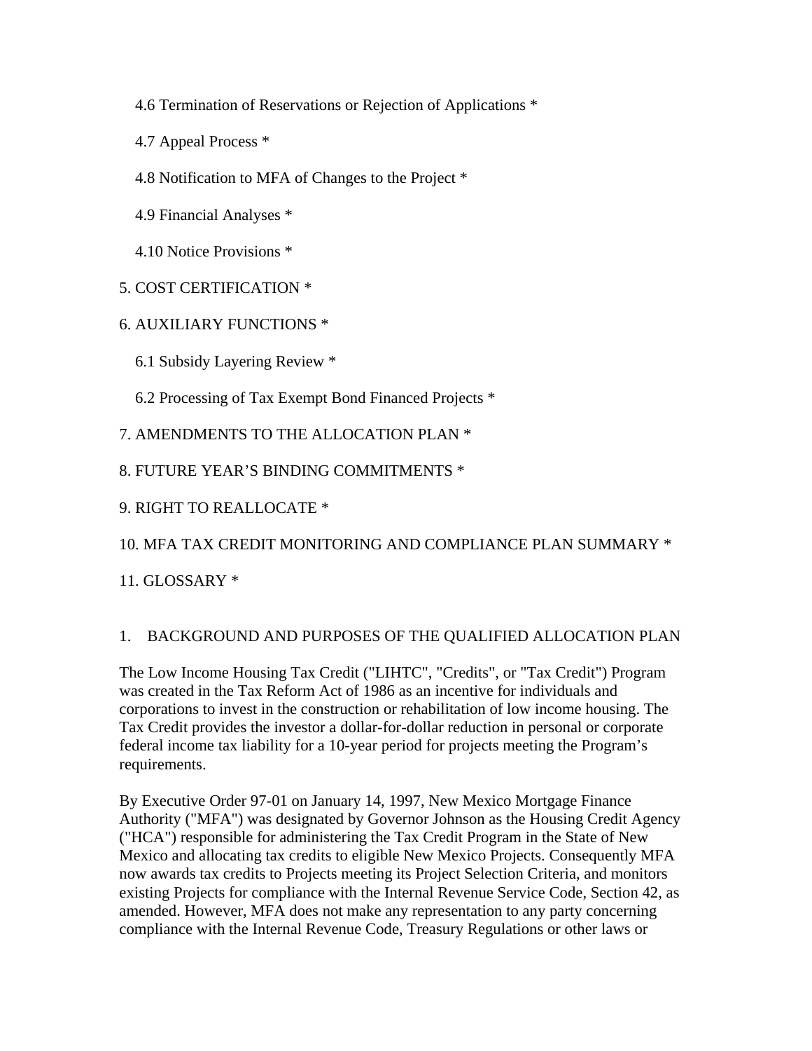4.6 Termination of Reservations or Rejection of Applications *

4.7 Appeal Process *

4.8 Notification to MFA of Changes to the Project *

4.9 Financial Analyses *

4.10 Notice Provisions *

5. COST CERTIFICATION *

6. AUXILIARY FUNCTIONS *

6.1 Subsidy Layering Review *

6.2 Processing of Tax Exempt Bond Financed Projects *

7. AMENDMENTS TO THE ALLOCATION PLAN *

8. FUTURE YEAR'S BINDING COMMITMENTS *

9. RIGHT TO REALLOCATE *

10. MFA TAX CREDIT MONITORING AND COMPLIANCE PLAN SUMMARY *

11. GLOSSARY *

## 1. BACKGROUND AND PURPOSES OF THE QUALIFIED ALLOCATION PLAN

The Low Income Housing Tax Credit ("LIHTC", "Credits", or "Tax Credit") Program was created in the Tax Reform Act of 1986 as an incentive for individuals and corporations to invest in the construction or rehabilitation of low income housing. The Tax Credit provides the investor a dollar-for-dollar reduction in personal or corporate federal income tax liability for a 10-year period for projects meeting the Program's requirements.

By Executive Order 97-01 on January 14, 1997, New Mexico Mortgage Finance Authority ("MFA") was designated by Governor Johnson as the Housing Credit Agency ("HCA") responsible for administering the Tax Credit Program in the State of New Mexico and allocating tax credits to eligible New Mexico Projects. Consequently MFA now awards tax credits to Projects meeting its Project Selection Criteria, and monitors existing Projects for compliance with the Internal Revenue Service Code, Section 42, as amended. However, MFA does not make any representation to any party concerning compliance with the Internal Revenue Code, Treasury Regulations or other laws or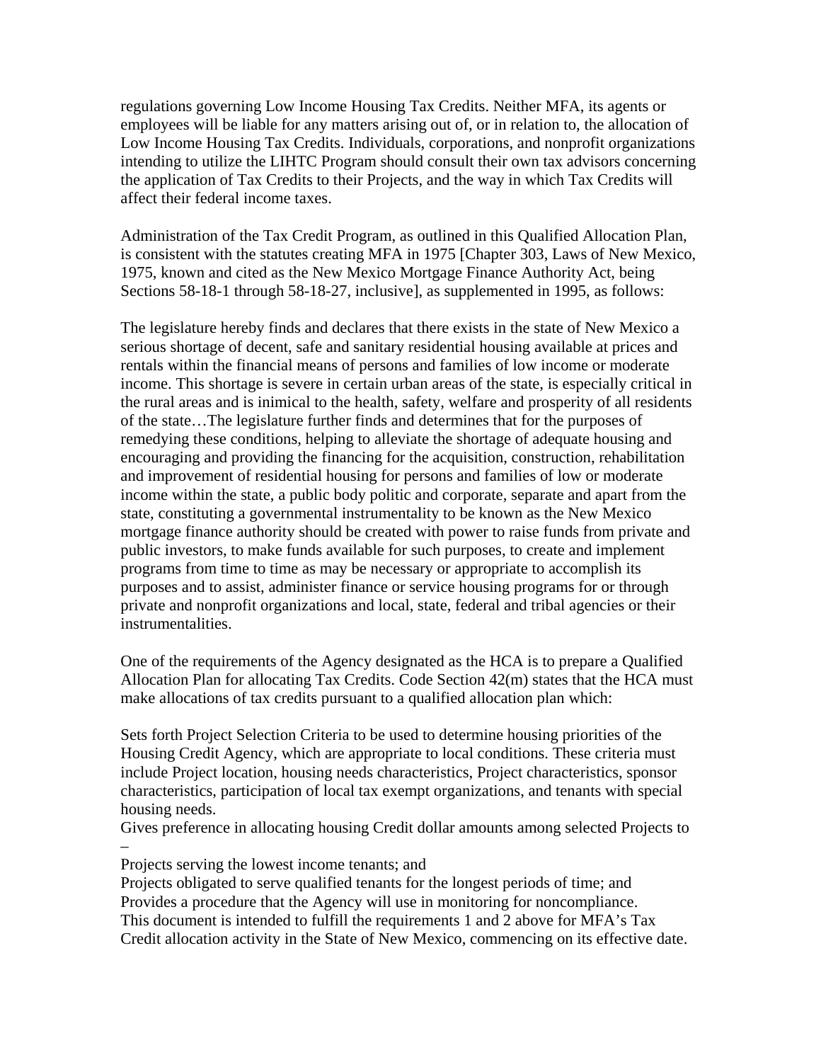regulations governing Low Income Housing Tax Credits. Neither MFA, its agents or employees will be liable for any matters arising out of, or in relation to, the allocation of Low Income Housing Tax Credits. Individuals, corporations, and nonprofit organizations intending to utilize the LIHTC Program should consult their own tax advisors concerning the application of Tax Credits to their Projects, and the way in which Tax Credits will affect their federal income taxes.

Administration of the Tax Credit Program, as outlined in this Qualified Allocation Plan, is consistent with the statutes creating MFA in 1975 [Chapter 303, Laws of New Mexico, 1975, known and cited as the New Mexico Mortgage Finance Authority Act, being Sections 58-18-1 through 58-18-27, inclusive], as supplemented in 1995, as follows:

The legislature hereby finds and declares that there exists in the state of New Mexico a serious shortage of decent, safe and sanitary residential housing available at prices and rentals within the financial means of persons and families of low income or moderate income. This shortage is severe in certain urban areas of the state, is especially critical in the rural areas and is inimical to the health, safety, welfare and prosperity of all residents of the state…The legislature further finds and determines that for the purposes of remedying these conditions, helping to alleviate the shortage of adequate housing and encouraging and providing the financing for the acquisition, construction, rehabilitation and improvement of residential housing for persons and families of low or moderate income within the state, a public body politic and corporate, separate and apart from the state, constituting a governmental instrumentality to be known as the New Mexico mortgage finance authority should be created with power to raise funds from private and public investors, to make funds available for such purposes, to create and implement programs from time to time as may be necessary or appropriate to accomplish its purposes and to assist, administer finance or service housing programs for or through private and nonprofit organizations and local, state, federal and tribal agencies or their instrumentalities.

One of the requirements of the Agency designated as the HCA is to prepare a Qualified Allocation Plan for allocating Tax Credits. Code Section 42(m) states that the HCA must make allocations of tax credits pursuant to a qualified allocation plan which:

Sets forth Project Selection Criteria to be used to determine housing priorities of the Housing Credit Agency, which are appropriate to local conditions. These criteria must include Project location, housing needs characteristics, Project characteristics, sponsor characteristics, participation of local tax exempt organizations, and tenants with special housing needs.
Gives preference in allocating housing Credit dollar amounts among selected Projects to –
Projects serving the lowest income tenants; and
Projects obligated to serve qualified tenants for the longest periods of time; and
Provides a procedure that the Agency will use in monitoring for noncompliance.
This document is intended to fulfill the requirements 1 and 2 above for MFA's Tax Credit allocation activity in the State of New Mexico, commencing on its effective date.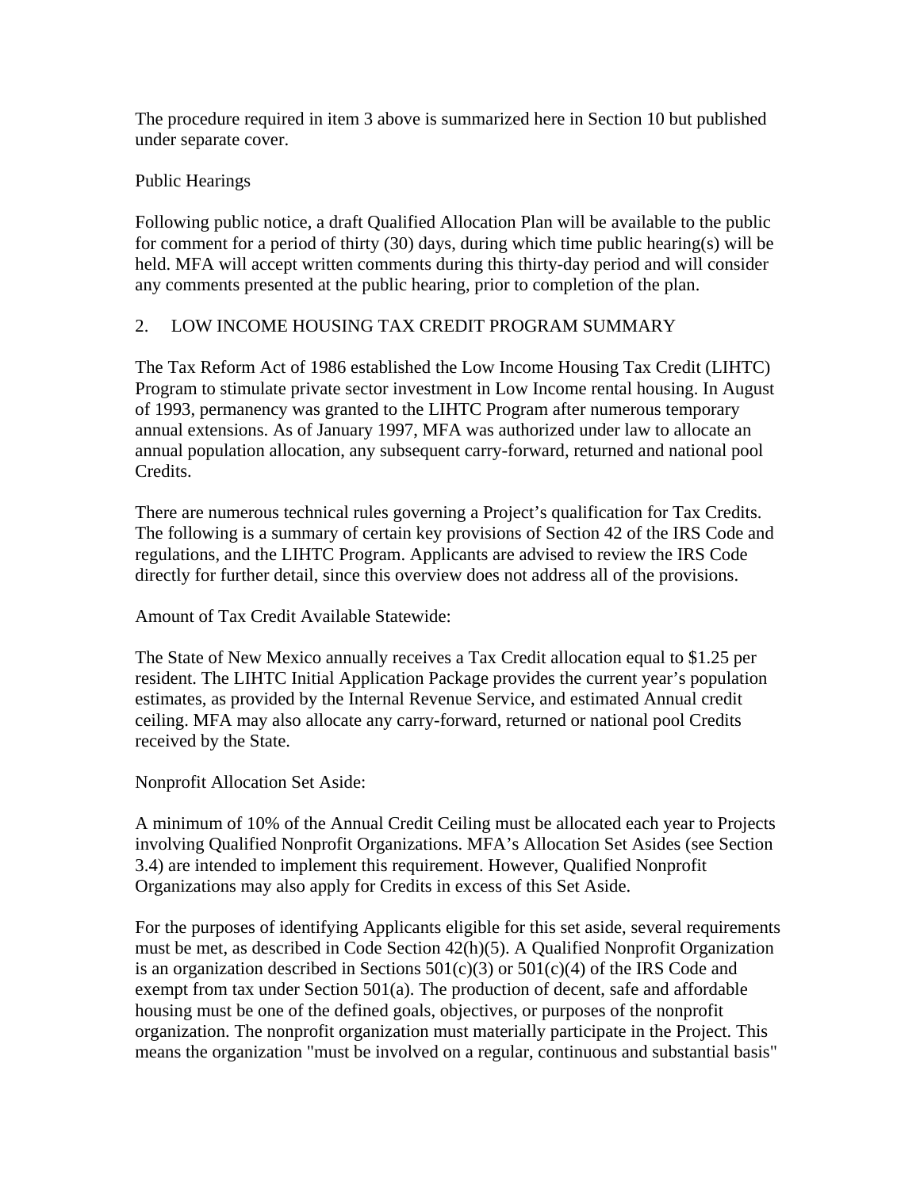The procedure required in item 3 above is summarized here in Section 10 but published under separate cover.

Public Hearings

Following public notice, a draft Qualified Allocation Plan will be available to the public for comment for a period of thirty (30) days, during which time public hearing(s) will be held. MFA will accept written comments during this thirty-day period and will consider any comments presented at the public hearing, prior to completion of the plan.

## 2. LOW INCOME HOUSING TAX CREDIT PROGRAM SUMMARY

The Tax Reform Act of 1986 established the Low Income Housing Tax Credit (LIHTC) Program to stimulate private sector investment in Low Income rental housing. In August of 1993, permanency was granted to the LIHTC Program after numerous temporary annual extensions. As of January 1997, MFA was authorized under law to allocate an annual population allocation, any subsequent carry-forward, returned and national pool Credits.

There are numerous technical rules governing a Project's qualification for Tax Credits. The following is a summary of certain key provisions of Section 42 of the IRS Code and regulations, and the LIHTC Program. Applicants are advised to review the IRS Code directly for further detail, since this overview does not address all of the provisions.

Amount of Tax Credit Available Statewide:

The State of New Mexico annually receives a Tax Credit allocation equal to $1.25 per resident. The LIHTC Initial Application Package provides the current year's population estimates, as provided by the Internal Revenue Service, and estimated Annual credit ceiling. MFA may also allocate any carry-forward, returned or national pool Credits received by the State.

Nonprofit Allocation Set Aside:

A minimum of 10% of the Annual Credit Ceiling must be allocated each year to Projects involving Qualified Nonprofit Organizations. MFA's Allocation Set Asides (see Section 3.4) are intended to implement this requirement. However, Qualified Nonprofit Organizations may also apply for Credits in excess of this Set Aside.

For the purposes of identifying Applicants eligible for this set aside, several requirements must be met, as described in Code Section 42(h)(5). A Qualified Nonprofit Organization is an organization described in Sections 501(c)(3) or 501(c)(4) of the IRS Code and exempt from tax under Section 501(a). The production of decent, safe and affordable housing must be one of the defined goals, objectives, or purposes of the nonprofit organization. The nonprofit organization must materially participate in the Project. This means the organization "must be involved on a regular, continuous and substantial basis"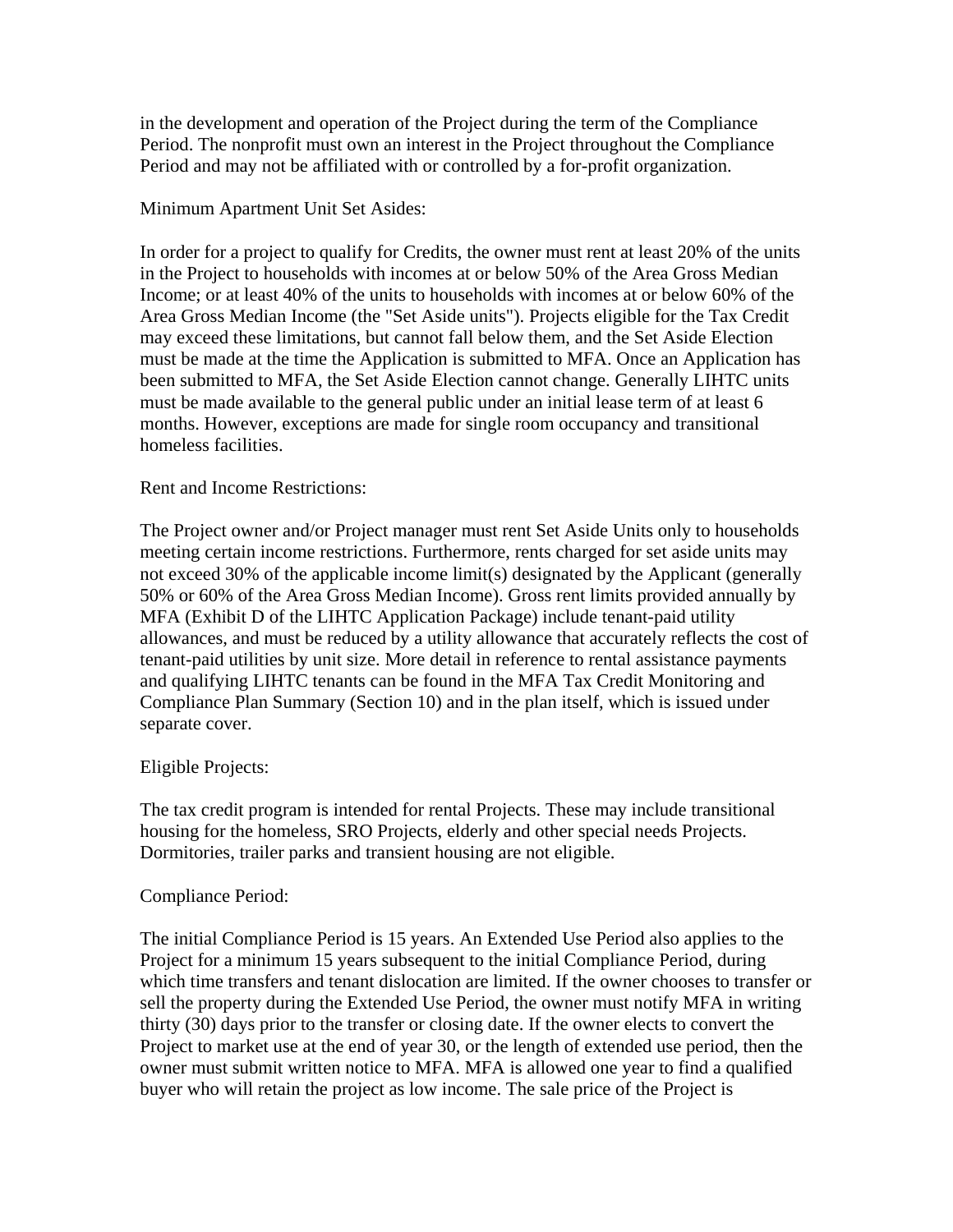in the development and operation of the Project during the term of the Compliance Period. The nonprofit must own an interest in the Project throughout the Compliance Period and may not be affiliated with or controlled by a for-profit organization.

Minimum Apartment Unit Set Asides:

In order for a project to qualify for Credits, the owner must rent at least 20% of the units in the Project to households with incomes at or below 50% of the Area Gross Median Income; or at least 40% of the units to households with incomes at or below 60% of the Area Gross Median Income (the "Set Aside units"). Projects eligible for the Tax Credit may exceed these limitations, but cannot fall below them, and the Set Aside Election must be made at the time the Application is submitted to MFA. Once an Application has been submitted to MFA, the Set Aside Election cannot change. Generally LIHTC units must be made available to the general public under an initial lease term of at least 6 months. However, exceptions are made for single room occupancy and transitional homeless facilities.

Rent and Income Restrictions:

The Project owner and/or Project manager must rent Set Aside Units only to households meeting certain income restrictions. Furthermore, rents charged for set aside units may not exceed 30% of the applicable income limit(s) designated by the Applicant (generally 50% or 60% of the Area Gross Median Income). Gross rent limits provided annually by MFA (Exhibit D of the LIHTC Application Package) include tenant-paid utility allowances, and must be reduced by a utility allowance that accurately reflects the cost of tenant-paid utilities by unit size. More detail in reference to rental assistance payments and qualifying LIHTC tenants can be found in the MFA Tax Credit Monitoring and Compliance Plan Summary (Section 10) and in the plan itself, which is issued under separate cover.

Eligible Projects:

The tax credit program is intended for rental Projects. These may include transitional housing for the homeless, SRO Projects, elderly and other special needs Projects. Dormitories, trailer parks and transient housing are not eligible.

Compliance Period:

The initial Compliance Period is 15 years. An Extended Use Period also applies to the Project for a minimum 15 years subsequent to the initial Compliance Period, during which time transfers and tenant dislocation are limited. If the owner chooses to transfer or sell the property during the Extended Use Period, the owner must notify MFA in writing thirty (30) days prior to the transfer or closing date. If the owner elects to convert the Project to market use at the end of year 30, or the length of extended use period, then the owner must submit written notice to MFA. MFA is allowed one year to find a qualified buyer who will retain the project as low income. The sale price of the Project is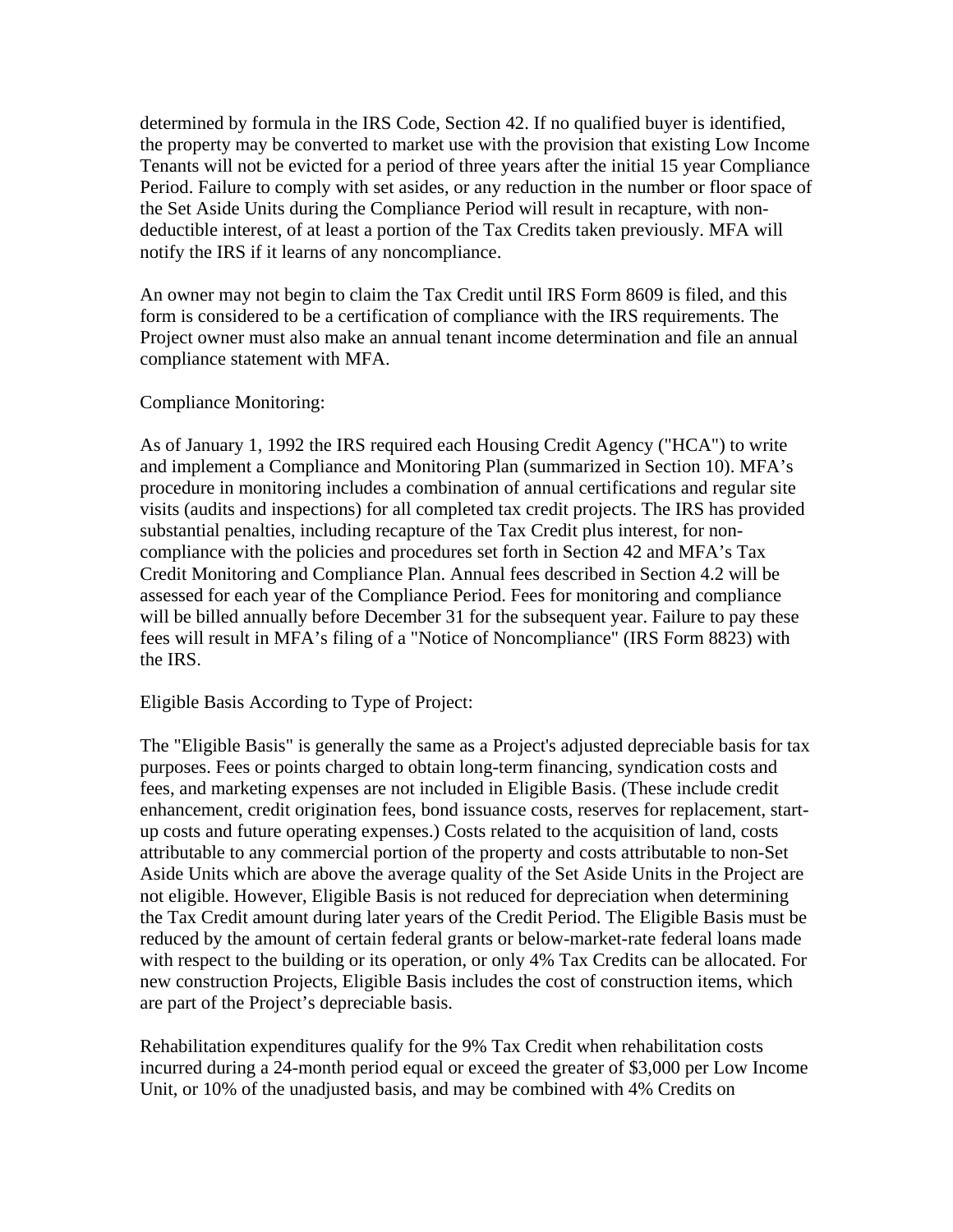determined by formula in the IRS Code, Section 42. If no qualified buyer is identified, the property may be converted to market use with the provision that existing Low Income Tenants will not be evicted for a period of three years after the initial 15 year Compliance Period. Failure to comply with set asides, or any reduction in the number or floor space of the Set Aside Units during the Compliance Period will result in recapture, with non-deductible interest, of at least a portion of the Tax Credits taken previously. MFA will notify the IRS if it learns of any noncompliance.

An owner may not begin to claim the Tax Credit until IRS Form 8609 is filed, and this form is considered to be a certification of compliance with the IRS requirements. The Project owner must also make an annual tenant income determination and file an annual compliance statement with MFA.

Compliance Monitoring:

As of January 1, 1992 the IRS required each Housing Credit Agency ("HCA") to write and implement a Compliance and Monitoring Plan (summarized in Section 10). MFA's procedure in monitoring includes a combination of annual certifications and regular site visits (audits and inspections) for all completed tax credit projects. The IRS has provided substantial penalties, including recapture of the Tax Credit plus interest, for non-compliance with the policies and procedures set forth in Section 42 and MFA's Tax Credit Monitoring and Compliance Plan. Annual fees described in Section 4.2 will be assessed for each year of the Compliance Period. Fees for monitoring and compliance will be billed annually before December 31 for the subsequent year. Failure to pay these fees will result in MFA's filing of a "Notice of Noncompliance" (IRS Form 8823) with the IRS.

Eligible Basis According to Type of Project:

The "Eligible Basis" is generally the same as a Project's adjusted depreciable basis for tax purposes. Fees or points charged to obtain long-term financing, syndication costs and fees, and marketing expenses are not included in Eligible Basis. (These include credit enhancement, credit origination fees, bond issuance costs, reserves for replacement, start-up costs and future operating expenses.) Costs related to the acquisition of land, costs attributable to any commercial portion of the property and costs attributable to non-Set Aside Units which are above the average quality of the Set Aside Units in the Project are not eligible. However, Eligible Basis is not reduced for depreciation when determining the Tax Credit amount during later years of the Credit Period. The Eligible Basis must be reduced by the amount of certain federal grants or below-market-rate federal loans made with respect to the building or its operation, or only 4% Tax Credits can be allocated. For new construction Projects, Eligible Basis includes the cost of construction items, which are part of the Project's depreciable basis.

Rehabilitation expenditures qualify for the 9% Tax Credit when rehabilitation costs incurred during a 24-month period equal or exceed the greater of $3,000 per Low Income Unit, or 10% of the unadjusted basis, and may be combined with 4% Credits on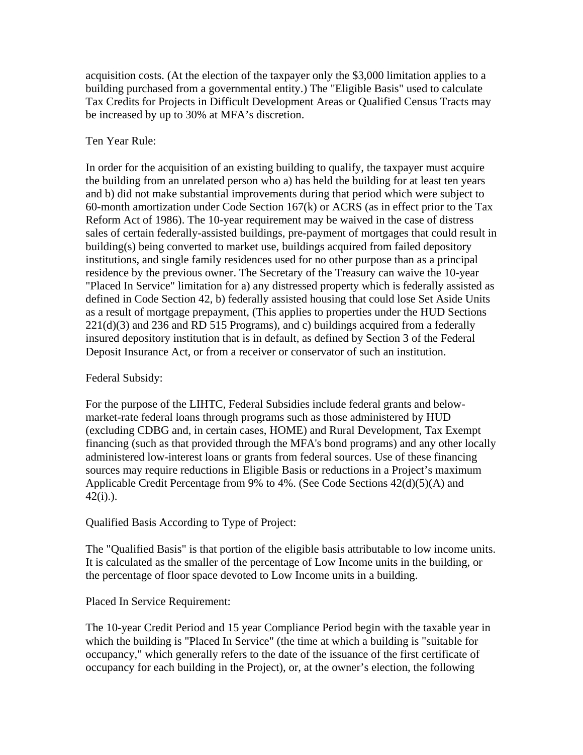acquisition costs. (At the election of the taxpayer only the $3,000 limitation applies to a building purchased from a governmental entity.) The "Eligible Basis" used to calculate Tax Credits for Projects in Difficult Development Areas or Qualified Census Tracts may be increased by up to 30% at MFA's discretion.

Ten Year Rule:

In order for the acquisition of an existing building to qualify, the taxpayer must acquire the building from an unrelated person who a) has held the building for at least ten years and b) did not make substantial improvements during that period which were subject to 60-month amortization under Code Section 167(k) or ACRS (as in effect prior to the Tax Reform Act of 1986). The 10-year requirement may be waived in the case of distress sales of certain federally-assisted buildings, pre-payment of mortgages that could result in building(s) being converted to market use, buildings acquired from failed depository institutions, and single family residences used for no other purpose than as a principal residence by the previous owner. The Secretary of the Treasury can waive the 10-year "Placed In Service" limitation for a) any distressed property which is federally assisted as defined in Code Section 42, b) federally assisted housing that could lose Set Aside Units as a result of mortgage prepayment, (This applies to properties under the HUD Sections 221(d)(3) and 236 and RD 515 Programs), and c) buildings acquired from a federally insured depository institution that is in default, as defined by Section 3 of the Federal Deposit Insurance Act, or from a receiver or conservator of such an institution.

Federal Subsidy:

For the purpose of the LIHTC, Federal Subsidies include federal grants and below-market-rate federal loans through programs such as those administered by HUD (excluding CDBG and, in certain cases, HOME) and Rural Development, Tax Exempt financing (such as that provided through the MFA's bond programs) and any other locally administered low-interest loans or grants from federal sources. Use of these financing sources may require reductions in Eligible Basis or reductions in a Project's maximum Applicable Credit Percentage from 9% to 4%. (See Code Sections 42(d)(5)(A) and 42(i).).

Qualified Basis According to Type of Project:

The "Qualified Basis" is that portion of the eligible basis attributable to low income units. It is calculated as the smaller of the percentage of Low Income units in the building, or the percentage of floor space devoted to Low Income units in a building.

Placed In Service Requirement:

The 10-year Credit Period and 15 year Compliance Period begin with the taxable year in which the building is "Placed In Service" (the time at which a building is "suitable for occupancy," which generally refers to the date of the issuance of the first certificate of occupancy for each building in the Project), or, at the owner's election, the following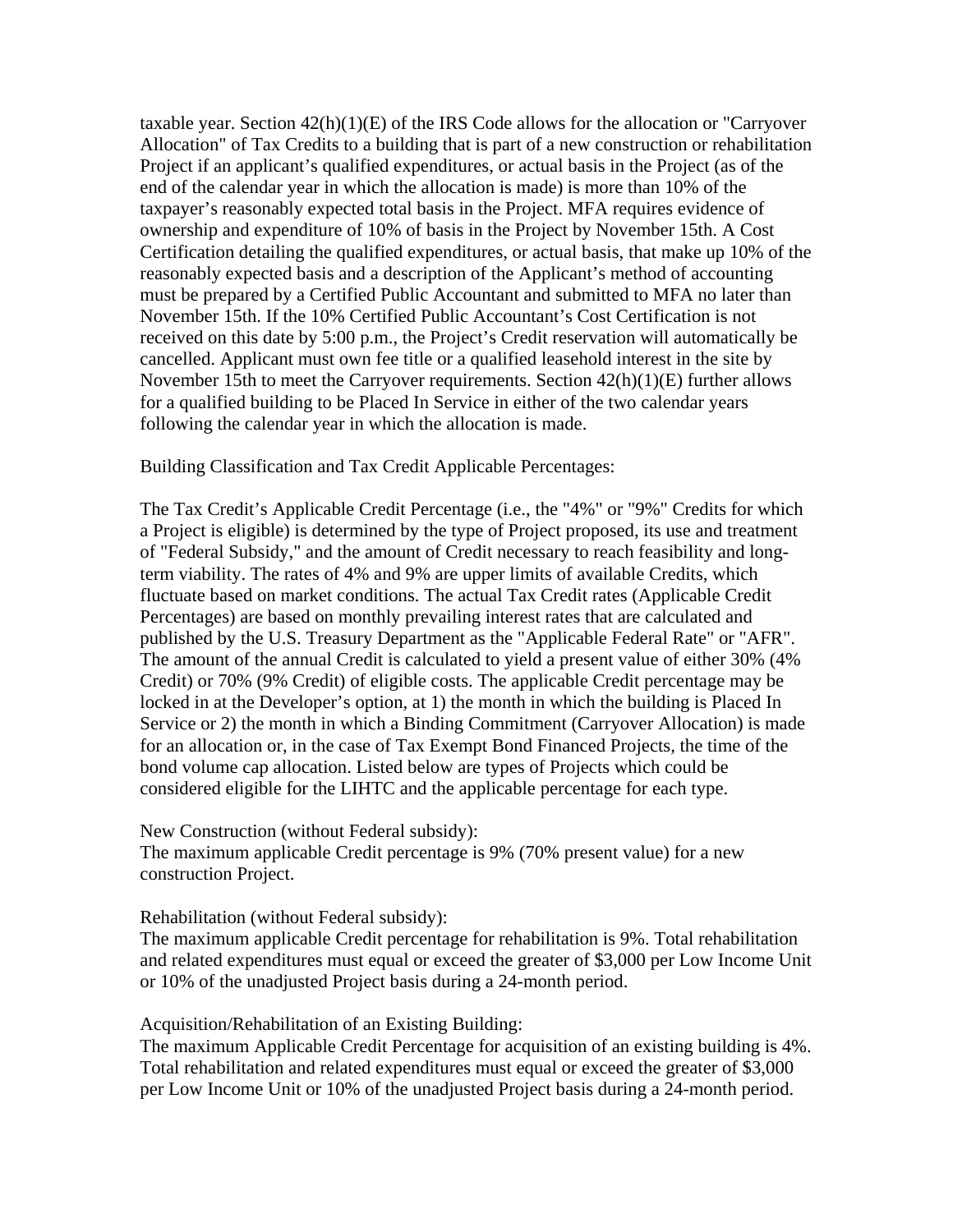taxable year. Section 42(h)(1)(E) of the IRS Code allows for the allocation or "Carryover Allocation" of Tax Credits to a building that is part of a new construction or rehabilitation Project if an applicant's qualified expenditures, or actual basis in the Project (as of the end of the calendar year in which the allocation is made) is more than 10% of the taxpayer's reasonably expected total basis in the Project. MFA requires evidence of ownership and expenditure of 10% of basis in the Project by November 15th. A Cost Certification detailing the qualified expenditures, or actual basis, that make up 10% of the reasonably expected basis and a description of the Applicant's method of accounting must be prepared by a Certified Public Accountant and submitted to MFA no later than November 15th. If the 10% Certified Public Accountant's Cost Certification is not received on this date by 5:00 p.m., the Project's Credit reservation will automatically be cancelled. Applicant must own fee title or a qualified leasehold interest in the site by November 15th to meet the Carryover requirements. Section 42(h)(1)(E) further allows for a qualified building to be Placed In Service in either of the two calendar years following the calendar year in which the allocation is made.

Building Classification and Tax Credit Applicable Percentages:

The Tax Credit's Applicable Credit Percentage (i.e., the "4%" or "9%" Credits for which a Project is eligible) is determined by the type of Project proposed, its use and treatment of "Federal Subsidy," and the amount of Credit necessary to reach feasibility and long-term viability. The rates of 4% and 9% are upper limits of available Credits, which fluctuate based on market conditions. The actual Tax Credit rates (Applicable Credit Percentages) are based on monthly prevailing interest rates that are calculated and published by the U.S. Treasury Department as the "Applicable Federal Rate" or "AFR". The amount of the annual Credit is calculated to yield a present value of either 30% (4% Credit) or 70% (9% Credit) of eligible costs. The applicable Credit percentage may be locked in at the Developer's option, at 1) the month in which the building is Placed In Service or 2) the month in which a Binding Commitment (Carryover Allocation) is made for an allocation or, in the case of Tax Exempt Bond Financed Projects, the time of the bond volume cap allocation. Listed below are types of Projects which could be considered eligible for the LIHTC and the applicable percentage for each type.

New Construction (without Federal subsidy):
The maximum applicable Credit percentage is 9% (70% present value) for a new construction Project.

Rehabilitation (without Federal subsidy):
The maximum applicable Credit percentage for rehabilitation is 9%. Total rehabilitation and related expenditures must equal or exceed the greater of $3,000 per Low Income Unit or 10% of the unadjusted Project basis during a 24-month period.

Acquisition/Rehabilitation of an Existing Building:
The maximum Applicable Credit Percentage for acquisition of an existing building is 4%. Total rehabilitation and related expenditures must equal or exceed the greater of $3,000 per Low Income Unit or 10% of the unadjusted Project basis during a 24-month period.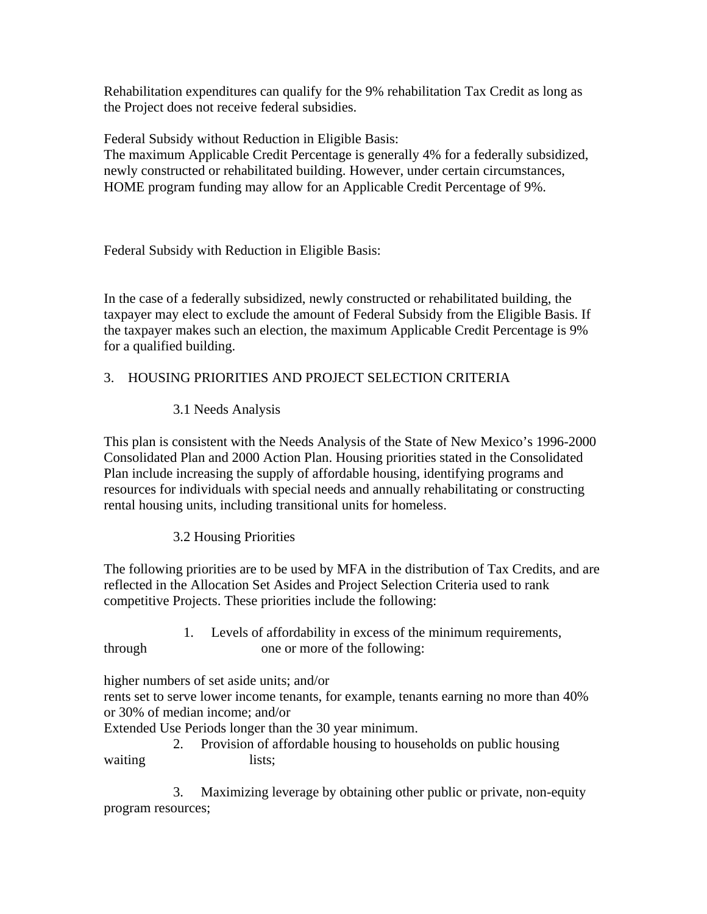Rehabilitation expenditures can qualify for the 9% rehabilitation Tax Credit as long as the Project does not receive federal subsidies.

Federal Subsidy without Reduction in Eligible Basis:
The maximum Applicable Credit Percentage is generally 4% for a federally subsidized, newly constructed or rehabilitated building. However, under certain circumstances, HOME program funding may allow for an Applicable Credit Percentage of 9%.

Federal Subsidy with Reduction in Eligible Basis:

In the case of a federally subsidized, newly constructed or rehabilitated building, the taxpayer may elect to exclude the amount of Federal Subsidy from the Eligible Basis. If the taxpayer makes such an election, the maximum Applicable Credit Percentage is 9% for a qualified building.

## 3. HOUSING PRIORITIES AND PROJECT SELECTION CRITERIA

### 3.1 Needs Analysis

This plan is consistent with the Needs Analysis of the State of New Mexico's 1996-2000 Consolidated Plan and 2000 Action Plan. Housing priorities stated in the Consolidated Plan include increasing the supply of affordable housing, identifying programs and resources for individuals with special needs and annually rehabilitating or constructing rental housing units, including transitional units for homeless.

### 3.2 Housing Priorities

The following priorities are to be used by MFA in the distribution of Tax Credits, and are reflected in the Allocation Set Asides and Project Selection Criteria used to rank competitive Projects. These priorities include the following:

1. Levels of affordability in excess of the minimum requirements, through one or more of the following:

   higher numbers of set aside units; and/or
   rents set to serve lower income tenants, for example, tenants earning no more than 40% or 30% of median income; and/or
   Extended Use Periods longer than the 30 year minimum.

2. Provision of affordable housing to households on public housing waiting lists;

3. Maximizing leverage by obtaining other public or private, non-equity program resources;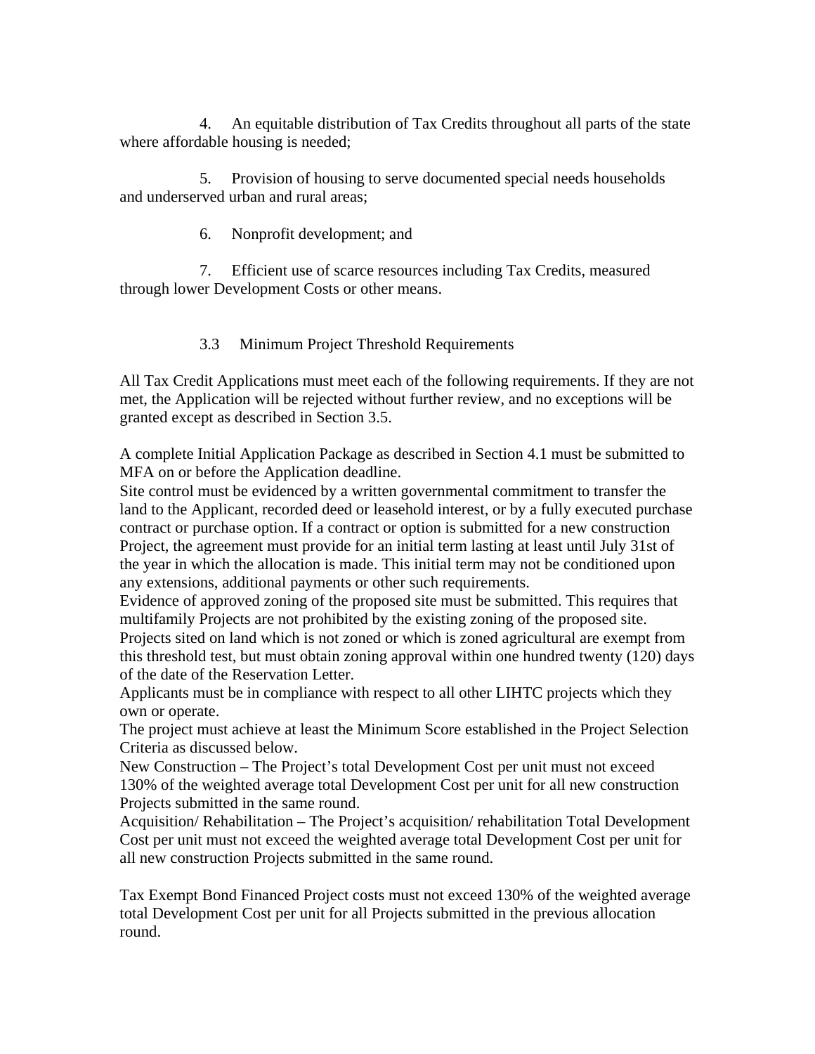4. An equitable distribution of Tax Credits throughout all parts of the state where affordable housing is needed;

5. Provision of housing to serve documented special needs households and underserved urban and rural areas;

6. Nonprofit development; and

7. Efficient use of scarce resources including Tax Credits, measured through lower Development Costs or other means.

### 3.3 Minimum Project Threshold Requirements

All Tax Credit Applications must meet each of the following requirements. If they are not met, the Application will be rejected without further review, and no exceptions will be granted except as described in Section 3.5.

A complete Initial Application Package as described in Section 4.1 must be submitted to MFA on or before the Application deadline.
Site control must be evidenced by a written governmental commitment to transfer the land to the Applicant, recorded deed or leasehold interest, or by a fully executed purchase contract or purchase option. If a contract or option is submitted for a new construction Project, the agreement must provide for an initial term lasting at least until July 31st of the year in which the allocation is made. This initial term may not be conditioned upon any extensions, additional payments or other such requirements.
Evidence of approved zoning of the proposed site must be submitted. This requires that multifamily Projects are not prohibited by the existing zoning of the proposed site. Projects sited on land which is not zoned or which is zoned agricultural are exempt from this threshold test, but must obtain zoning approval within one hundred twenty (120) days of the date of the Reservation Letter.
Applicants must be in compliance with respect to all other LIHTC projects which they own or operate.
The project must achieve at least the Minimum Score established in the Project Selection Criteria as discussed below.
New Construction – The Project's total Development Cost per unit must not exceed 130% of the weighted average total Development Cost per unit for all new construction Projects submitted in the same round.
Acquisition/ Rehabilitation – The Project's acquisition/ rehabilitation Total Development Cost per unit must not exceed the weighted average total Development Cost per unit for all new construction Projects submitted in the same round.

Tax Exempt Bond Financed Project costs must not exceed 130% of the weighted average total Development Cost per unit for all Projects submitted in the previous allocation round.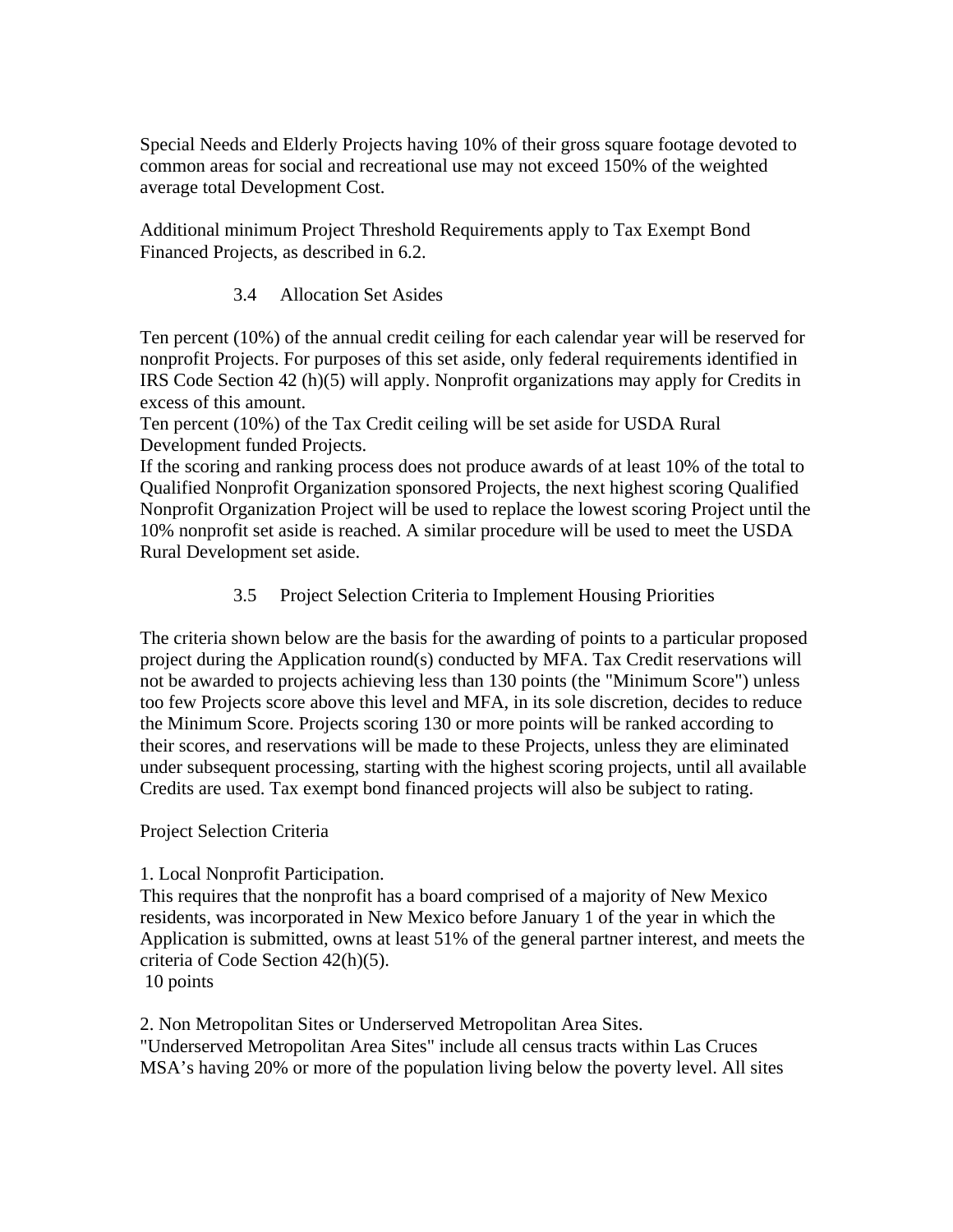Special Needs and Elderly Projects having 10% of their gross square footage devoted to common areas for social and recreational use may not exceed 150% of the weighted average total Development Cost.

Additional minimum Project Threshold Requirements apply to Tax Exempt Bond Financed Projects, as described in 6.2.

### 3.4 Allocation Set Asides

Ten percent (10%) of the annual credit ceiling for each calendar year will be reserved for nonprofit Projects. For purposes of this set aside, only federal requirements identified in IRS Code Section 42 (h)(5) will apply. Nonprofit organizations may apply for Credits in excess of this amount.
Ten percent (10%) of the Tax Credit ceiling will be set aside for USDA Rural Development funded Projects.
If the scoring and ranking process does not produce awards of at least 10% of the total to Qualified Nonprofit Organization sponsored Projects, the next highest scoring Qualified Nonprofit Organization Project will be used to replace the lowest scoring Project until the 10% nonprofit set aside is reached. A similar procedure will be used to meet the USDA Rural Development set aside.

### 3.5 Project Selection Criteria to Implement Housing Priorities

The criteria shown below are the basis for the awarding of points to a particular proposed project during the Application round(s) conducted by MFA. Tax Credit reservations will not be awarded to projects achieving less than 130 points (the "Minimum Score") unless too few Projects score above this level and MFA, in its sole discretion, decides to reduce the Minimum Score. Projects scoring 130 or more points will be ranked according to their scores, and reservations will be made to these Projects, unless they are eliminated under subsequent processing, starting with the highest scoring projects, until all available Credits are used. Tax exempt bond financed projects will also be subject to rating.

Project Selection Criteria

1. Local Nonprofit Participation.
This requires that the nonprofit has a board comprised of a majority of New Mexico residents, was incorporated in New Mexico before January 1 of the year in which the Application is submitted, owns at least 51% of the general partner interest, and meets the criteria of Code Section 42(h)(5).
10 points

2. Non Metropolitan Sites or Underserved Metropolitan Area Sites.
"Underserved Metropolitan Area Sites" include all census tracts within Las Cruces MSA's having 20% or more of the population living below the poverty level. All sites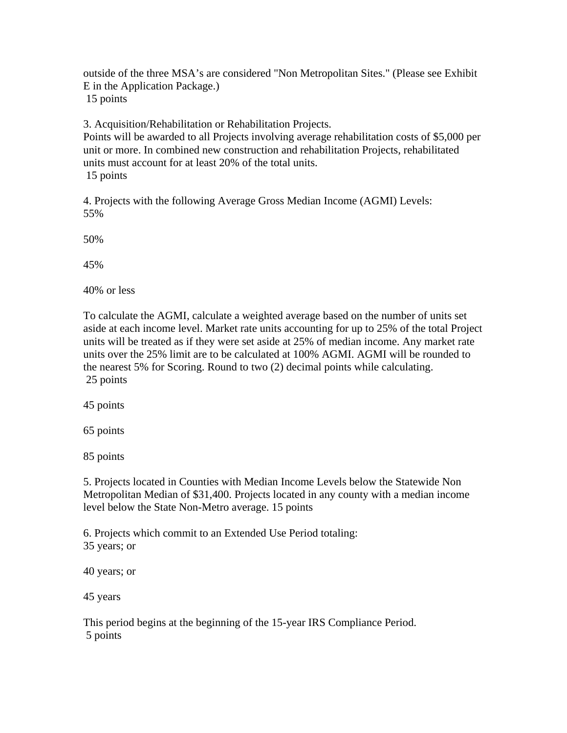outside of the three MSA's are considered "Non Metropolitan Sites." (Please see Exhibit E in the Application Package.)
15 points

3. Acquisition/Rehabilitation or Rehabilitation Projects.
Points will be awarded to all Projects involving average rehabilitation costs of $5,000 per unit or more. In combined new construction and rehabilitation Projects, rehabilitated units must account for at least 20% of the total units.
15 points

4. Projects with the following Average Gross Median Income (AGMI) Levels:
55%

50%

45%

40% or less

To calculate the AGMI, calculate a weighted average based on the number of units set aside at each income level. Market rate units accounting for up to 25% of the total Project units will be treated as if they were set aside at 25% of median income. Any market rate units over the 25% limit are to be calculated at 100% AGMI. AGMI will be rounded to the nearest 5% for Scoring. Round to two (2) decimal points while calculating.
25 points

45 points

65 points

85 points

5. Projects located in Counties with Median Income Levels below the Statewide Non Metropolitan Median of $31,400. Projects located in any county with a median income level below the State Non-Metro average. 15 points

6. Projects which commit to an Extended Use Period totaling:
35 years; or

40 years; or

45 years

This period begins at the beginning of the 15-year IRS Compliance Period.
5 points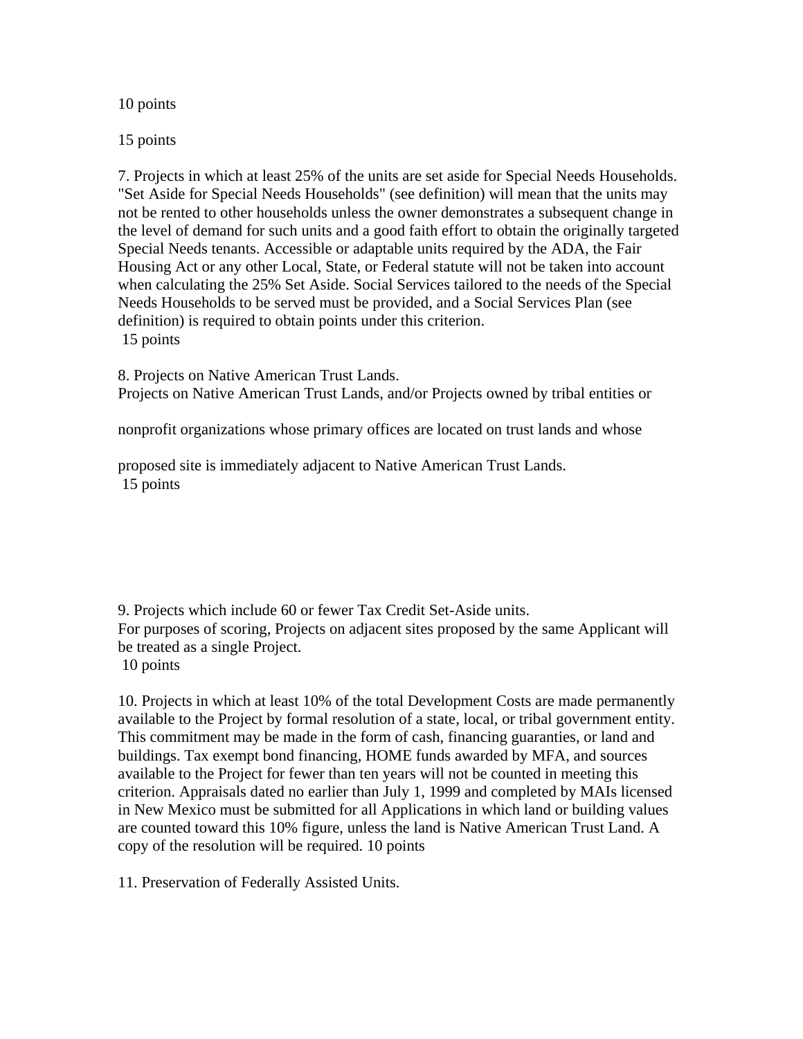10 points

15 points

7. Projects in which at least 25% of the units are set aside for Special Needs Households. "Set Aside for Special Needs Households" (see definition) will mean that the units may not be rented to other households unless the owner demonstrates a subsequent change in the level of demand for such units and a good faith effort to obtain the originally targeted Special Needs tenants. Accessible or adaptable units required by the ADA, the Fair Housing Act or any other Local, State, or Federal statute will not be taken into account when calculating the 25% Set Aside. Social Services tailored to the needs of the Special Needs Households to be served must be provided, and a Social Services Plan (see definition) is required to obtain points under this criterion.
15 points

8. Projects on Native American Trust Lands.
Projects on Native American Trust Lands, and/or Projects owned by tribal entities or

nonprofit organizations whose primary offices are located on trust lands and whose

proposed site is immediately adjacent to Native American Trust Lands.
15 points

9. Projects which include 60 or fewer Tax Credit Set-Aside units.
For purposes of scoring, Projects on adjacent sites proposed by the same Applicant will be treated as a single Project.
10 points

10. Projects in which at least 10% of the total Development Costs are made permanently available to the Project by formal resolution of a state, local, or tribal government entity. This commitment may be made in the form of cash, financing guaranties, or land and buildings. Tax exempt bond financing, HOME funds awarded by MFA, and sources available to the Project for fewer than ten years will not be counted in meeting this criterion. Appraisals dated no earlier than July 1, 1999 and completed by MAIs licensed in New Mexico must be submitted for all Applications in which land or building values are counted toward this 10% figure, unless the land is Native American Trust Land. A copy of the resolution will be required. 10 points

11. Preservation of Federally Assisted Units.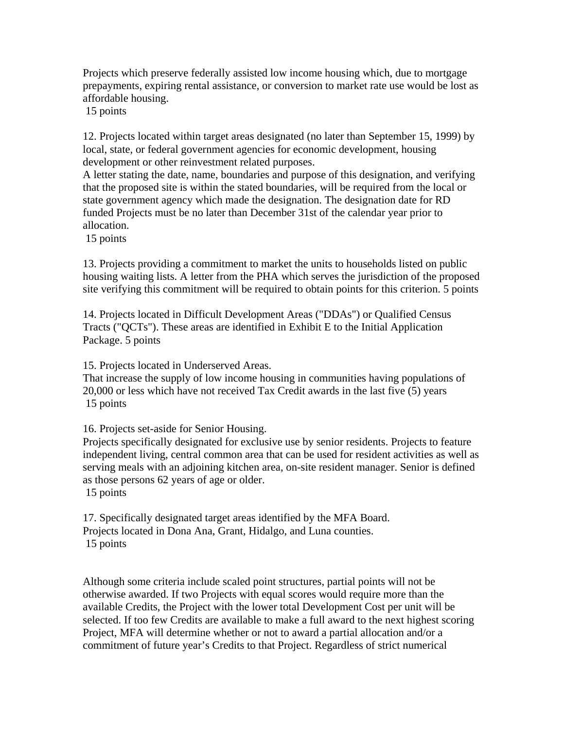Projects which preserve federally assisted low income housing which, due to mortgage prepayments, expiring rental assistance, or conversion to market rate use would be lost as affordable housing.
15 points

12. Projects located within target areas designated (no later than September 15, 1999) by local, state, or federal government agencies for economic development, housing development or other reinvestment related purposes.
A letter stating the date, name, boundaries and purpose of this designation, and verifying that the proposed site is within the stated boundaries, will be required from the local or state government agency which made the designation. The designation date for RD funded Projects must be no later than December 31st of the calendar year prior to allocation.
15 points

13. Projects providing a commitment to market the units to households listed on public housing waiting lists. A letter from the PHA which serves the jurisdiction of the proposed site verifying this commitment will be required to obtain points for this criterion. 5 points

14. Projects located in Difficult Development Areas ("DDAs") or Qualified Census Tracts ("QCTs"). These areas are identified in Exhibit E to the Initial Application Package. 5 points

15. Projects located in Underserved Areas.
That increase the supply of low income housing in communities having populations of 20,000 or less which have not received Tax Credit awards in the last five (5) years
15 points

16. Projects set-aside for Senior Housing.
Projects specifically designated for exclusive use by senior residents. Projects to feature independent living, central common area that can be used for resident activities as well as serving meals with an adjoining kitchen area, on-site resident manager. Senior is defined as those persons 62 years of age or older.
15 points

17. Specifically designated target areas identified by the MFA Board.
Projects located in Dona Ana, Grant, Hidalgo, and Luna counties.
15 points

Although some criteria include scaled point structures, partial points will not be otherwise awarded. If two Projects with equal scores would require more than the available Credits, the Project with the lower total Development Cost per unit will be selected. If too few Credits are available to make a full award to the next highest scoring Project, MFA will determine whether or not to award a partial allocation and/or a commitment of future year's Credits to that Project. Regardless of strict numerical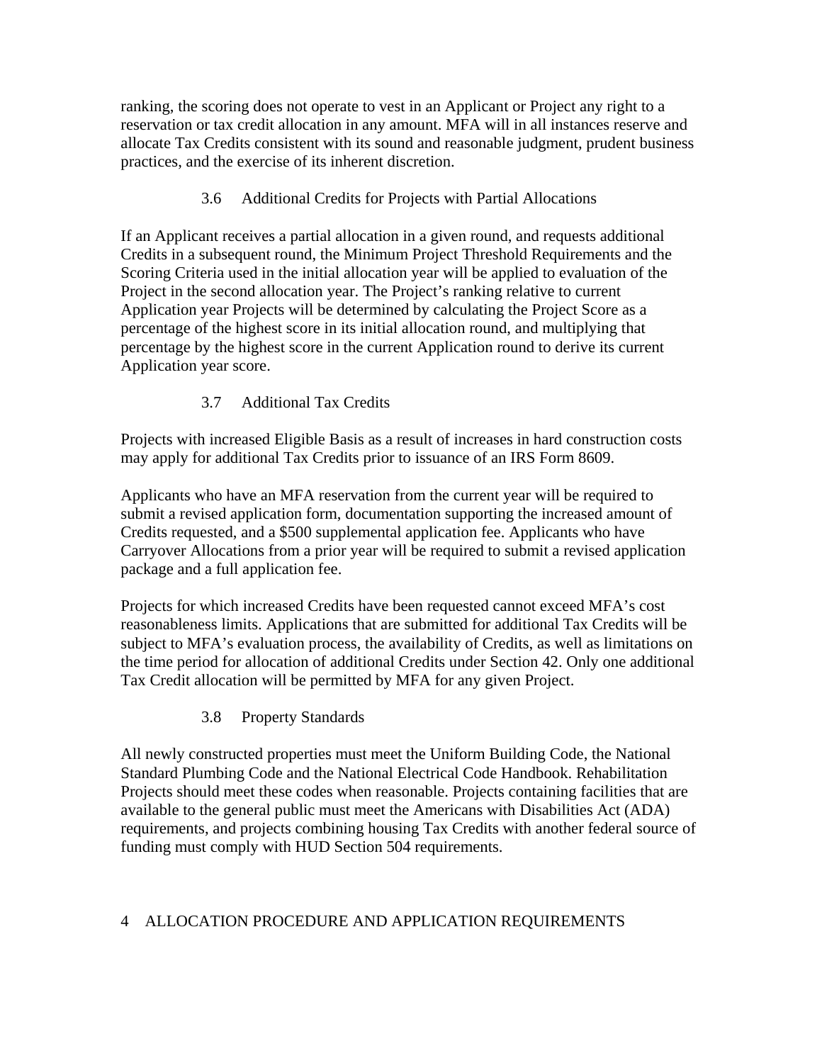ranking, the scoring does not operate to vest in an Applicant or Project any right to a reservation or tax credit allocation in any amount. MFA will in all instances reserve and allocate Tax Credits consistent with its sound and reasonable judgment, prudent business practices, and the exercise of its inherent discretion.

### 3.6 Additional Credits for Projects with Partial Allocations

If an Applicant receives a partial allocation in a given round, and requests additional Credits in a subsequent round, the Minimum Project Threshold Requirements and the Scoring Criteria used in the initial allocation year will be applied to evaluation of the Project in the second allocation year. The Project's ranking relative to current Application year Projects will be determined by calculating the Project Score as a percentage of the highest score in its initial allocation round, and multiplying that percentage by the highest score in the current Application round to derive its current Application year score.

### 3.7 Additional Tax Credits

Projects with increased Eligible Basis as a result of increases in hard construction costs may apply for additional Tax Credits prior to issuance of an IRS Form 8609.

Applicants who have an MFA reservation from the current year will be required to submit a revised application form, documentation supporting the increased amount of Credits requested, and a $500 supplemental application fee. Applicants who have Carryover Allocations from a prior year will be required to submit a revised application package and a full application fee.

Projects for which increased Credits have been requested cannot exceed MFA's cost reasonableness limits. Applications that are submitted for additional Tax Credits will be subject to MFA's evaluation process, the availability of Credits, as well as limitations on the time period for allocation of additional Credits under Section 42. Only one additional Tax Credit allocation will be permitted by MFA for any given Project.

### 3.8 Property Standards

All newly constructed properties must meet the Uniform Building Code, the National Standard Plumbing Code and the National Electrical Code Handbook. Rehabilitation Projects should meet these codes when reasonable. Projects containing facilities that are available to the general public must meet the Americans with Disabilities Act (ADA) requirements, and projects combining housing Tax Credits with another federal source of funding must comply with HUD Section 504 requirements.

## 4 ALLOCATION PROCEDURE AND APPLICATION REQUIREMENTS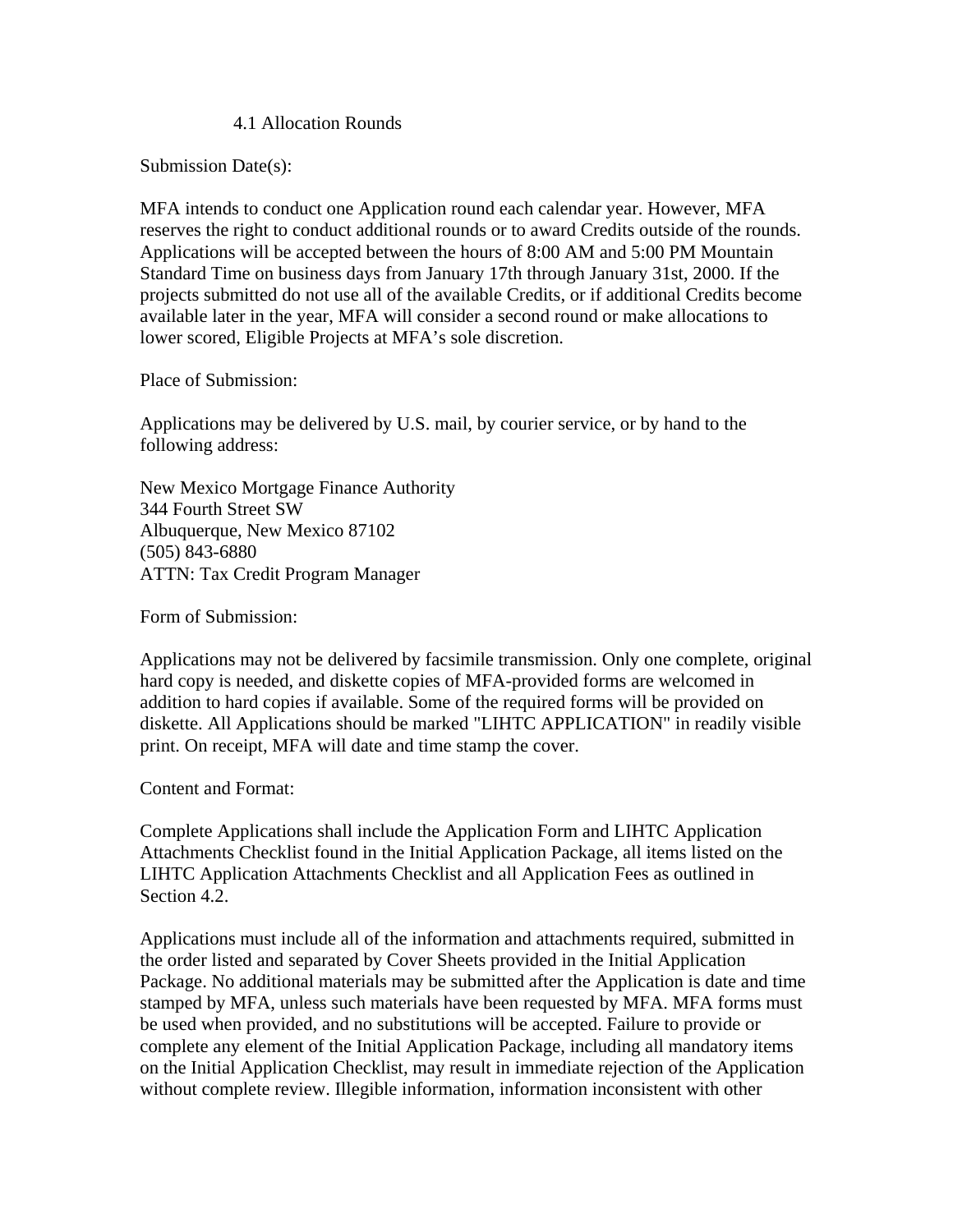### 4.1 Allocation Rounds

Submission Date(s):

MFA intends to conduct one Application round each calendar year. However, MFA reserves the right to conduct additional rounds or to award Credits outside of the rounds. Applications will be accepted between the hours of 8:00 AM and 5:00 PM Mountain Standard Time on business days from January 17th through January 31st, 2000. If the projects submitted do not use all of the available Credits, or if additional Credits become available later in the year, MFA will consider a second round or make allocations to lower scored, Eligible Projects at MFA's sole discretion.

Place of Submission:

Applications may be delivered by U.S. mail, by courier service, or by hand to the following address:

New Mexico Mortgage Finance Authority
344 Fourth Street SW
Albuquerque, New Mexico 87102
(505) 843-6880
ATTN: Tax Credit Program Manager

Form of Submission:

Applications may not be delivered by facsimile transmission. Only one complete, original hard copy is needed, and diskette copies of MFA-provided forms are welcomed in addition to hard copies if available. Some of the required forms will be provided on diskette. All Applications should be marked "LIHTC APPLICATION" in readily visible print. On receipt, MFA will date and time stamp the cover.

Content and Format:

Complete Applications shall include the Application Form and LIHTC Application Attachments Checklist found in the Initial Application Package, all items listed on the LIHTC Application Attachments Checklist and all Application Fees as outlined in Section 4.2.

Applications must include all of the information and attachments required, submitted in the order listed and separated by Cover Sheets provided in the Initial Application Package. No additional materials may be submitted after the Application is date and time stamped by MFA, unless such materials have been requested by MFA. MFA forms must be used when provided, and no substitutions will be accepted. Failure to provide or complete any element of the Initial Application Package, including all mandatory items on the Initial Application Checklist, may result in immediate rejection of the Application without complete review. Illegible information, information inconsistent with other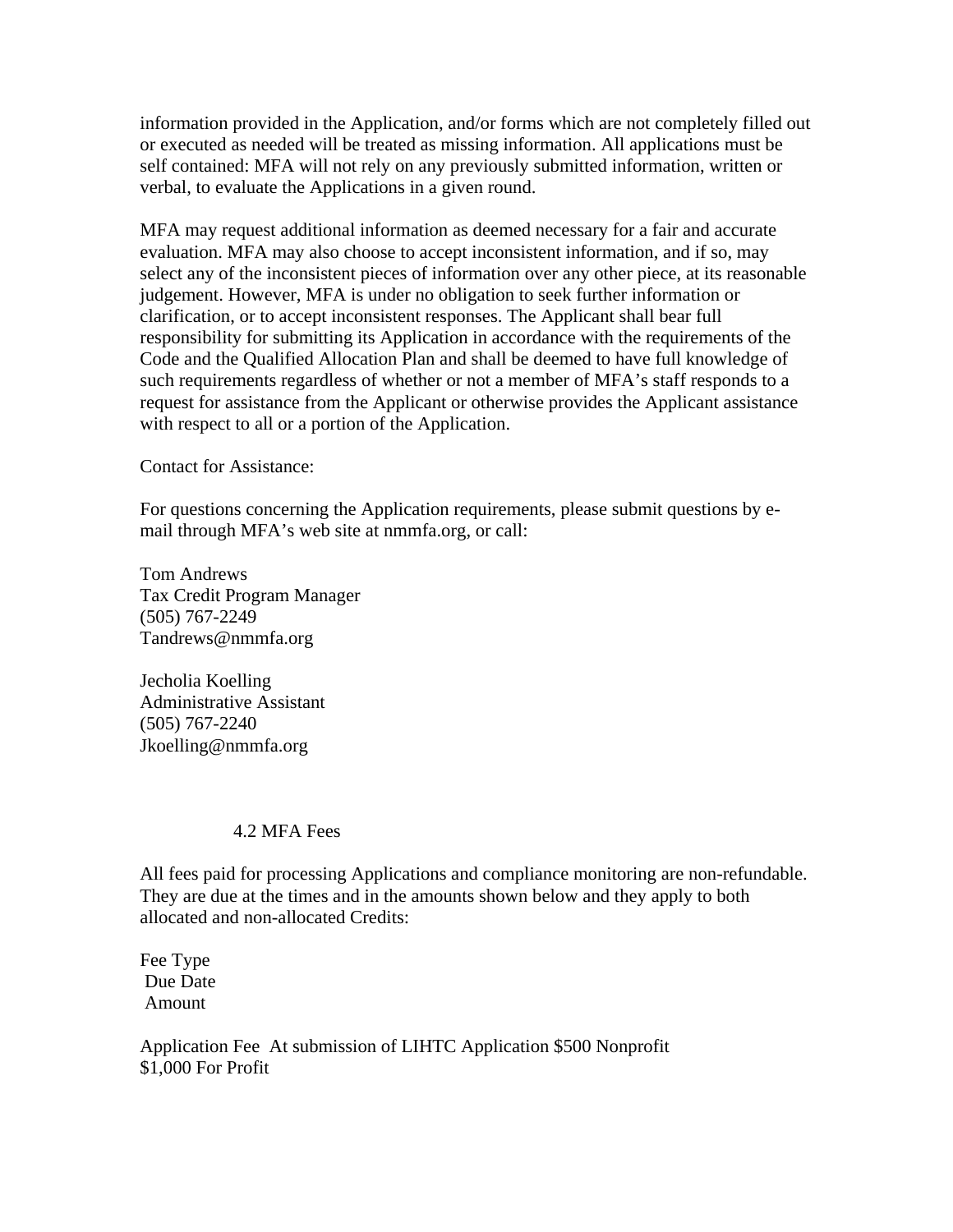information provided in the Application, and/or forms which are not completely filled out or executed as needed will be treated as missing information. All applications must be self contained: MFA will not rely on any previously submitted information, written or verbal, to evaluate the Applications in a given round.

MFA may request additional information as deemed necessary for a fair and accurate evaluation. MFA may also choose to accept inconsistent information, and if so, may select any of the inconsistent pieces of information over any other piece, at its reasonable judgement. However, MFA is under no obligation to seek further information or clarification, or to accept inconsistent responses. The Applicant shall bear full responsibility for submitting its Application in accordance with the requirements of the Code and the Qualified Allocation Plan and shall be deemed to have full knowledge of such requirements regardless of whether or not a member of MFA's staff responds to a request for assistance from the Applicant or otherwise provides the Applicant assistance with respect to all or a portion of the Application.

Contact for Assistance:

For questions concerning the Application requirements, please submit questions by e-mail through MFA's web site at nmmfa.org, or call:

Tom Andrews
Tax Credit Program Manager
(505) 767-2249
Tandrews@nmmfa.org

Jecholia Koelling
Administrative Assistant
(505) 767-2240
Jkoelling@nmmfa.org

## 4.2 MFA Fees

All fees paid for processing Applications and compliance monitoring are non-refundable. They are due at the times and in the amounts shown below and they apply to both allocated and non-allocated Credits:

| Fee Type | Due Date | Amount |
|---|---|---|
| Application Fee | At submission of LIHTC Application | $500 Nonprofit<br>$1,000 For Profit |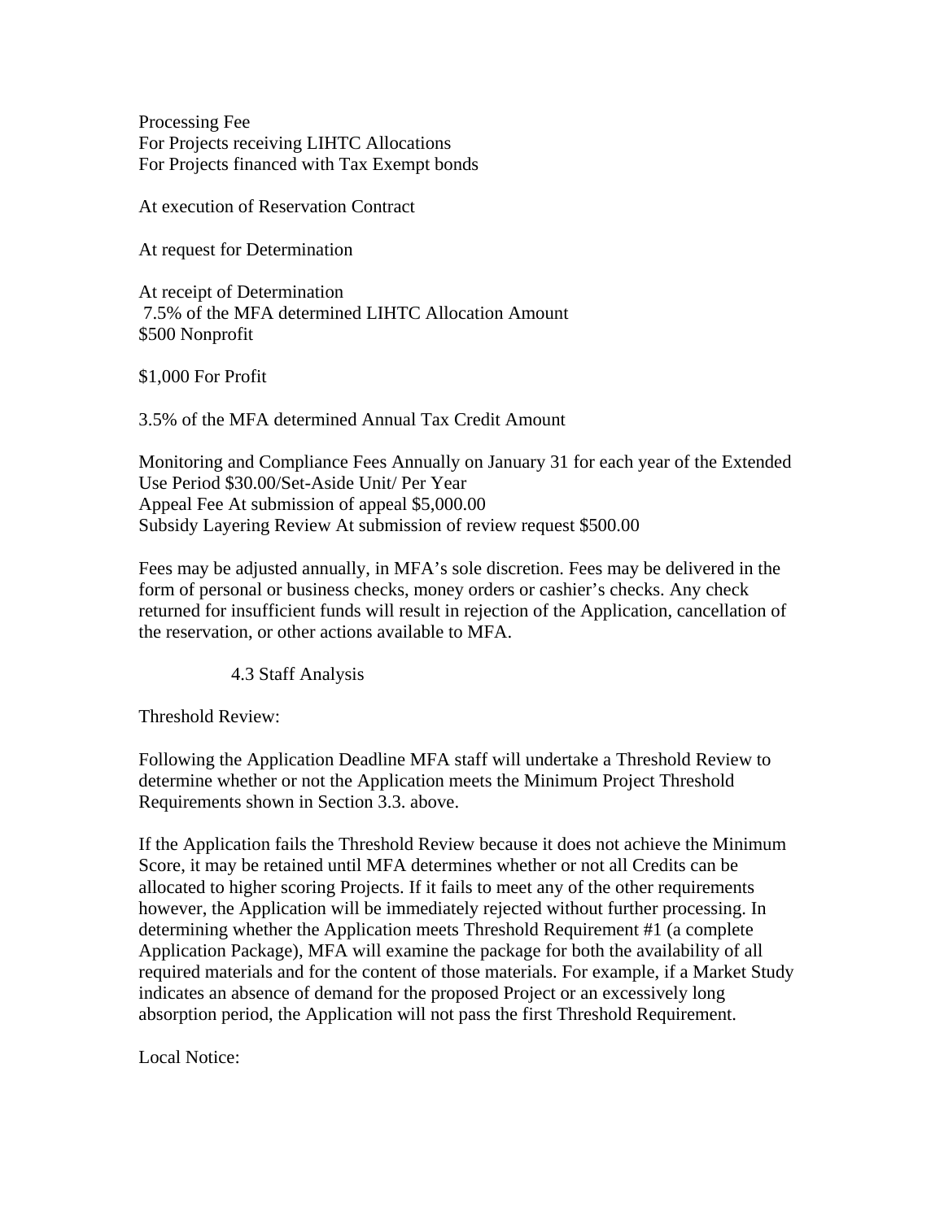Processing Fee
For Projects receiving LIHTC Allocations
For Projects financed with Tax Exempt bonds

At execution of Reservation Contract

At request for Determination

At receipt of Determination
7.5% of the MFA determined LIHTC Allocation Amount
$500 Nonprofit

$1,000 For Profit

3.5% of the MFA determined Annual Tax Credit Amount

Monitoring and Compliance Fees Annually on January 31 for each year of the Extended Use Period $30.00/Set-Aside Unit/ Per Year
Appeal Fee At submission of appeal $5,000.00
Subsidy Layering Review At submission of review request $500.00

Fees may be adjusted annually, in MFA's sole discretion. Fees may be delivered in the form of personal or business checks, money orders or cashier's checks. Any check returned for insufficient funds will result in rejection of the Application, cancellation of the reservation, or other actions available to MFA.

### 4.3 Staff Analysis

Threshold Review:

Following the Application Deadline MFA staff will undertake a Threshold Review to determine whether or not the Application meets the Minimum Project Threshold Requirements shown in Section 3.3. above.

If the Application fails the Threshold Review because it does not achieve the Minimum Score, it may be retained until MFA determines whether or not all Credits can be allocated to higher scoring Projects. If it fails to meet any of the other requirements however, the Application will be immediately rejected without further processing. In determining whether the Application meets Threshold Requirement #1 (a complete Application Package), MFA will examine the package for both the availability of all required materials and for the content of those materials. For example, if a Market Study indicates an absence of demand for the proposed Project or an excessively long absorption period, the Application will not pass the first Threshold Requirement.

Local Notice: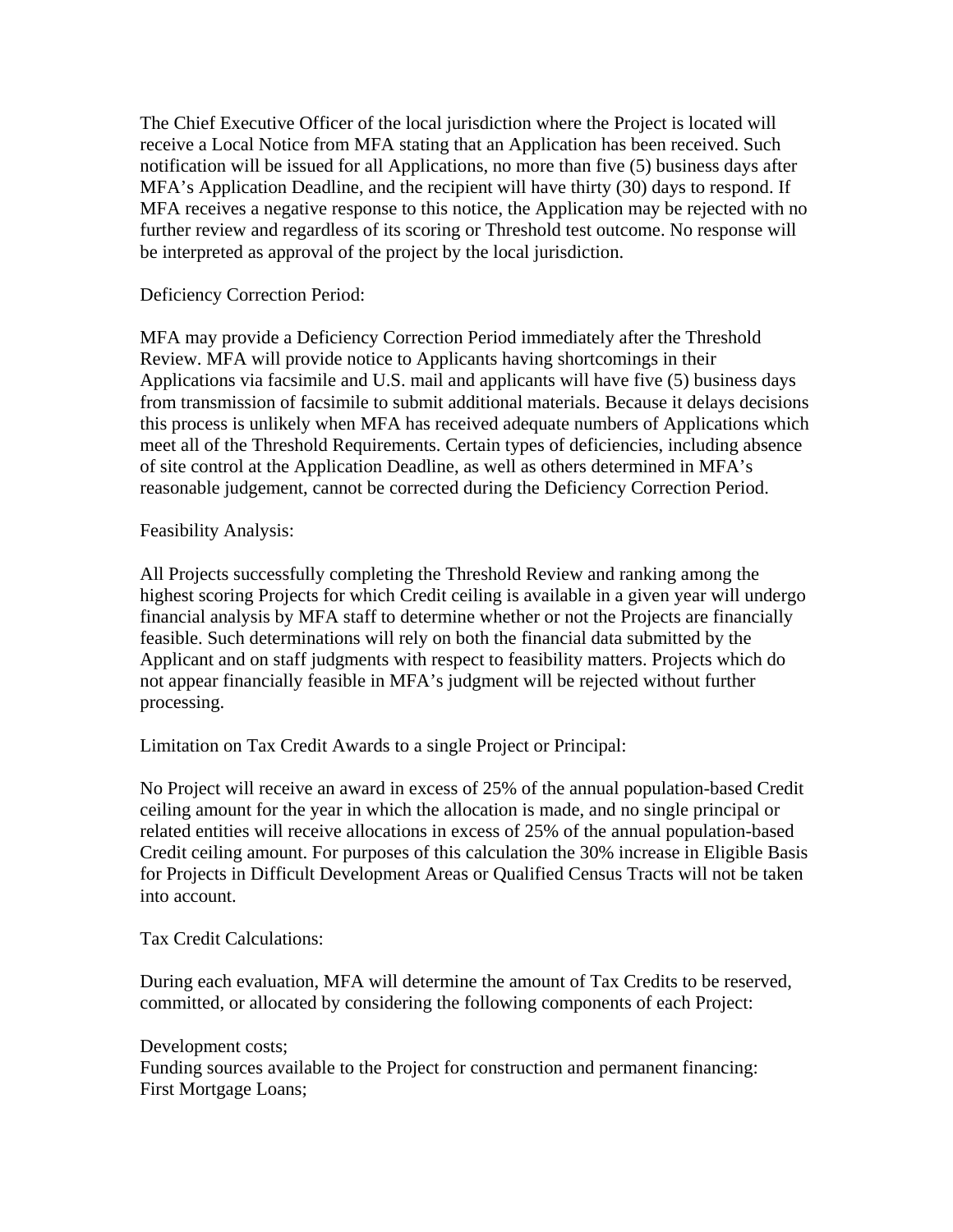The Chief Executive Officer of the local jurisdiction where the Project is located will receive a Local Notice from MFA stating that an Application has been received. Such notification will be issued for all Applications, no more than five (5) business days after MFA's Application Deadline, and the recipient will have thirty (30) days to respond. If MFA receives a negative response to this notice, the Application may be rejected with no further review and regardless of its scoring or Threshold test outcome. No response will be interpreted as approval of the project by the local jurisdiction.

Deficiency Correction Period:

MFA may provide a Deficiency Correction Period immediately after the Threshold Review. MFA will provide notice to Applicants having shortcomings in their Applications via facsimile and U.S. mail and applicants will have five (5) business days from transmission of facsimile to submit additional materials. Because it delays decisions this process is unlikely when MFA has received adequate numbers of Applications which meet all of the Threshold Requirements. Certain types of deficiencies, including absence of site control at the Application Deadline, as well as others determined in MFA's reasonable judgement, cannot be corrected during the Deficiency Correction Period.

Feasibility Analysis:

All Projects successfully completing the Threshold Review and ranking among the highest scoring Projects for which Credit ceiling is available in a given year will undergo financial analysis by MFA staff to determine whether or not the Projects are financially feasible. Such determinations will rely on both the financial data submitted by the Applicant and on staff judgments with respect to feasibility matters. Projects which do not appear financially feasible in MFA's judgment will be rejected without further processing.

Limitation on Tax Credit Awards to a single Project or Principal:

No Project will receive an award in excess of 25% of the annual population-based Credit ceiling amount for the year in which the allocation is made, and no single principal or related entities will receive allocations in excess of 25% of the annual population-based Credit ceiling amount. For purposes of this calculation the 30% increase in Eligible Basis for Projects in Difficult Development Areas or Qualified Census Tracts will not be taken into account.

Tax Credit Calculations:

During each evaluation, MFA will determine the amount of Tax Credits to be reserved, committed, or allocated by considering the following components of each Project:

Development costs;  
Funding sources available to the Project for construction and permanent financing:  
First Mortgage Loans;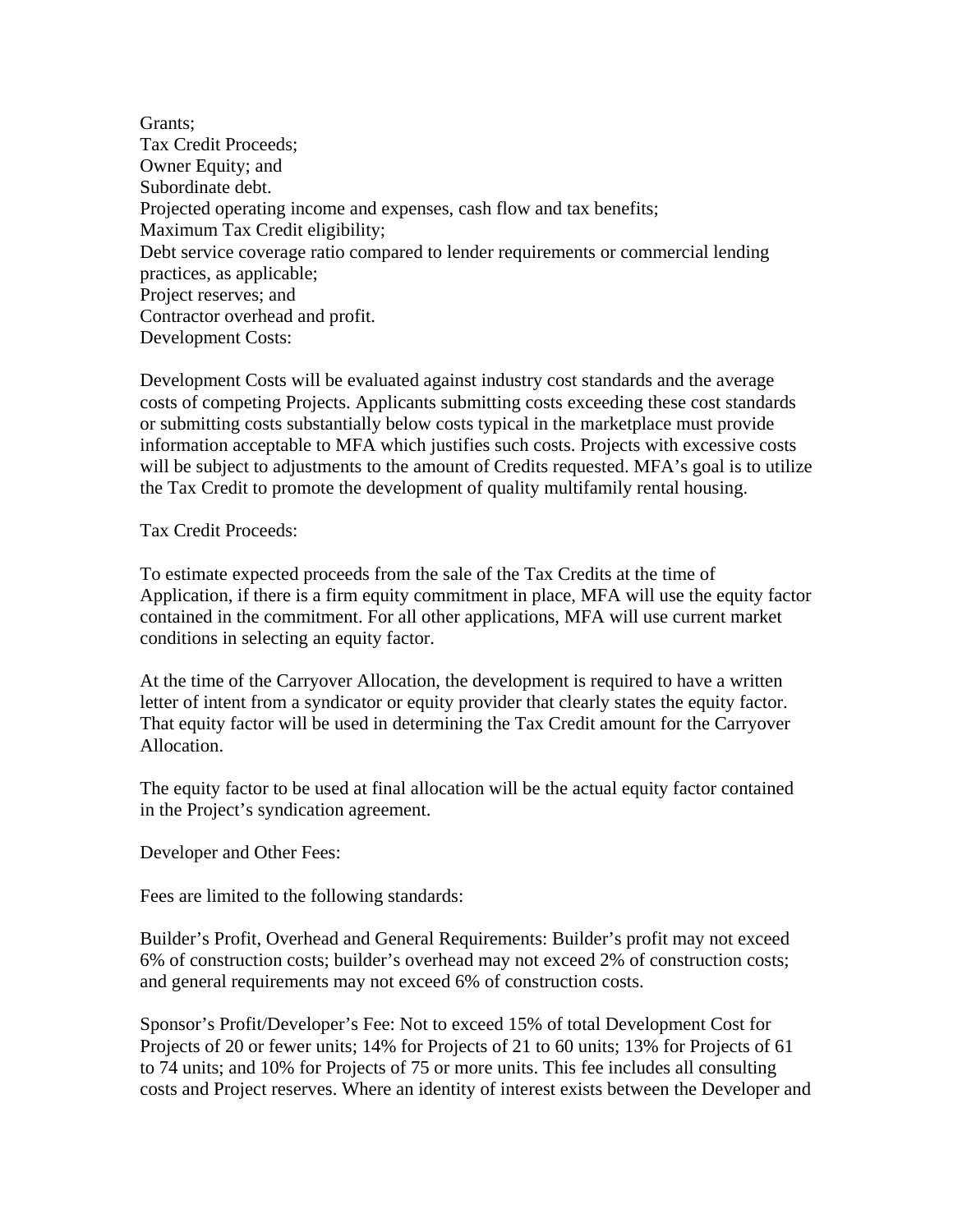Grants;
Tax Credit Proceeds;
Owner Equity; and
Subordinate debt.
Projected operating income and expenses, cash flow and tax benefits;
Maximum Tax Credit eligibility;
Debt service coverage ratio compared to lender requirements or commercial lending practices, as applicable;
Project reserves; and
Contractor overhead and profit.
Development Costs:

Development Costs will be evaluated against industry cost standards and the average costs of competing Projects. Applicants submitting costs exceeding these cost standards or submitting costs substantially below costs typical in the marketplace must provide information acceptable to MFA which justifies such costs. Projects with excessive costs will be subject to adjustments to the amount of Credits requested. MFA's goal is to utilize the Tax Credit to promote the development of quality multifamily rental housing.

Tax Credit Proceeds:

To estimate expected proceeds from the sale of the Tax Credits at the time of Application, if there is a firm equity commitment in place, MFA will use the equity factor contained in the commitment. For all other applications, MFA will use current market conditions in selecting an equity factor.

At the time of the Carryover Allocation, the development is required to have a written letter of intent from a syndicator or equity provider that clearly states the equity factor. That equity factor will be used in determining the Tax Credit amount for the Carryover Allocation.

The equity factor to be used at final allocation will be the actual equity factor contained in the Project's syndication agreement.

Developer and Other Fees:

Fees are limited to the following standards:

Builder's Profit, Overhead and General Requirements: Builder's profit may not exceed 6% of construction costs; builder's overhead may not exceed 2% of construction costs; and general requirements may not exceed 6% of construction costs.

Sponsor's Profit/Developer's Fee: Not to exceed 15% of total Development Cost for Projects of 20 or fewer units; 14% for Projects of 21 to 60 units; 13% for Projects of 61 to 74 units; and 10% for Projects of 75 or more units. This fee includes all consulting costs and Project reserves. Where an identity of interest exists between the Developer and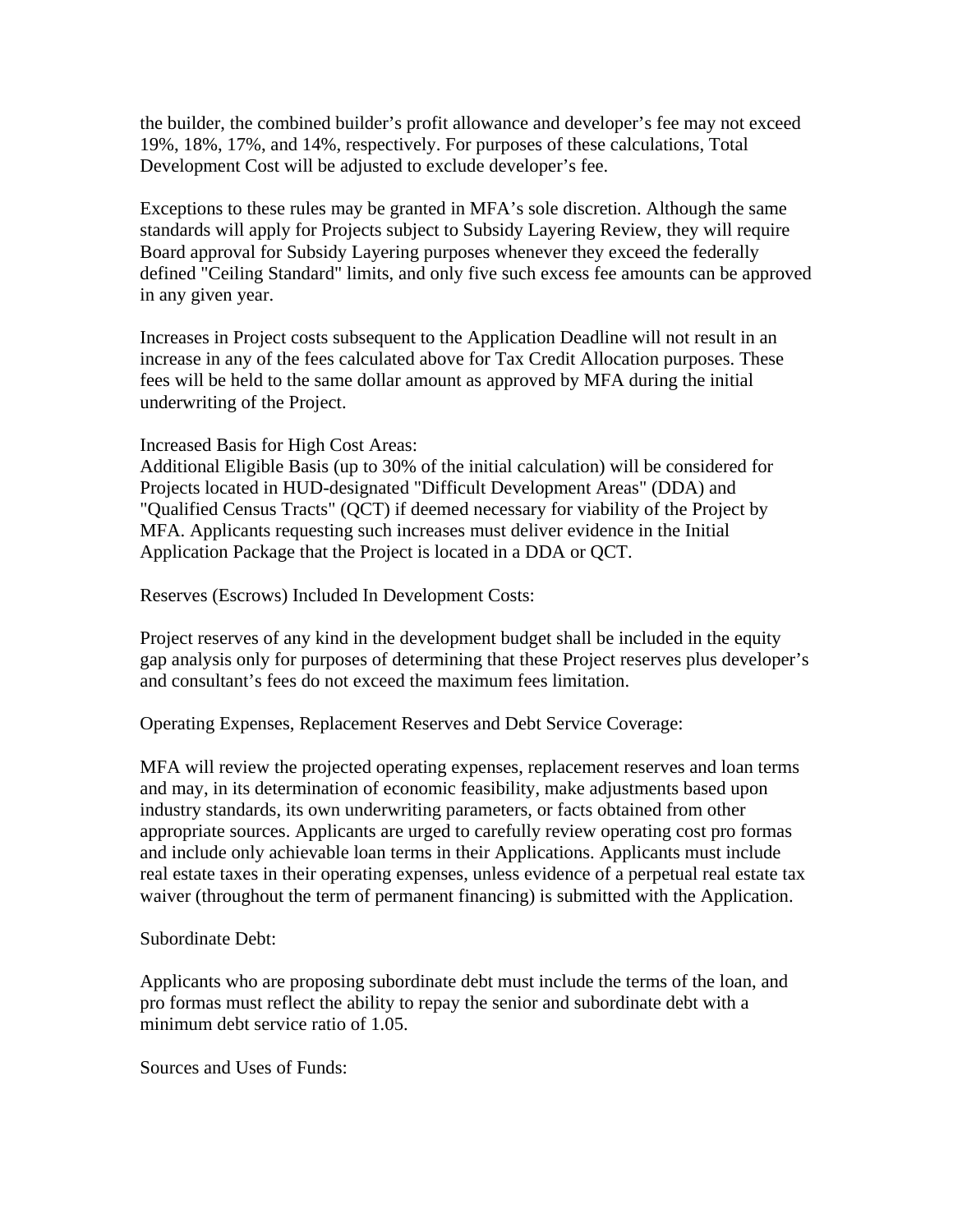the builder, the combined builder's profit allowance and developer's fee may not exceed 19%, 18%, 17%, and 14%, respectively. For purposes of these calculations, Total Development Cost will be adjusted to exclude developer's fee.

Exceptions to these rules may be granted in MFA's sole discretion. Although the same standards will apply for Projects subject to Subsidy Layering Review, they will require Board approval for Subsidy Layering purposes whenever they exceed the federally defined "Ceiling Standard" limits, and only five such excess fee amounts can be approved in any given year.

Increases in Project costs subsequent to the Application Deadline will not result in an increase in any of the fees calculated above for Tax Credit Allocation purposes. These fees will be held to the same dollar amount as approved by MFA during the initial underwriting of the Project.

Increased Basis for High Cost Areas:
Additional Eligible Basis (up to 30% of the initial calculation) will be considered for Projects located in HUD-designated "Difficult Development Areas" (DDA) and "Qualified Census Tracts" (QCT) if deemed necessary for viability of the Project by MFA. Applicants requesting such increases must deliver evidence in the Initial Application Package that the Project is located in a DDA or QCT.

Reserves (Escrows) Included In Development Costs:

Project reserves of any kind in the development budget shall be included in the equity gap analysis only for purposes of determining that these Project reserves plus developer's and consultant's fees do not exceed the maximum fees limitation.

Operating Expenses, Replacement Reserves and Debt Service Coverage:

MFA will review the projected operating expenses, replacement reserves and loan terms and may, in its determination of economic feasibility, make adjustments based upon industry standards, its own underwriting parameters, or facts obtained from other appropriate sources. Applicants are urged to carefully review operating cost pro formas and include only achievable loan terms in their Applications. Applicants must include real estate taxes in their operating expenses, unless evidence of a perpetual real estate tax waiver (throughout the term of permanent financing) is submitted with the Application.

Subordinate Debt:

Applicants who are proposing subordinate debt must include the terms of the loan, and pro formas must reflect the ability to repay the senior and subordinate debt with a minimum debt service ratio of 1.05.

Sources and Uses of Funds: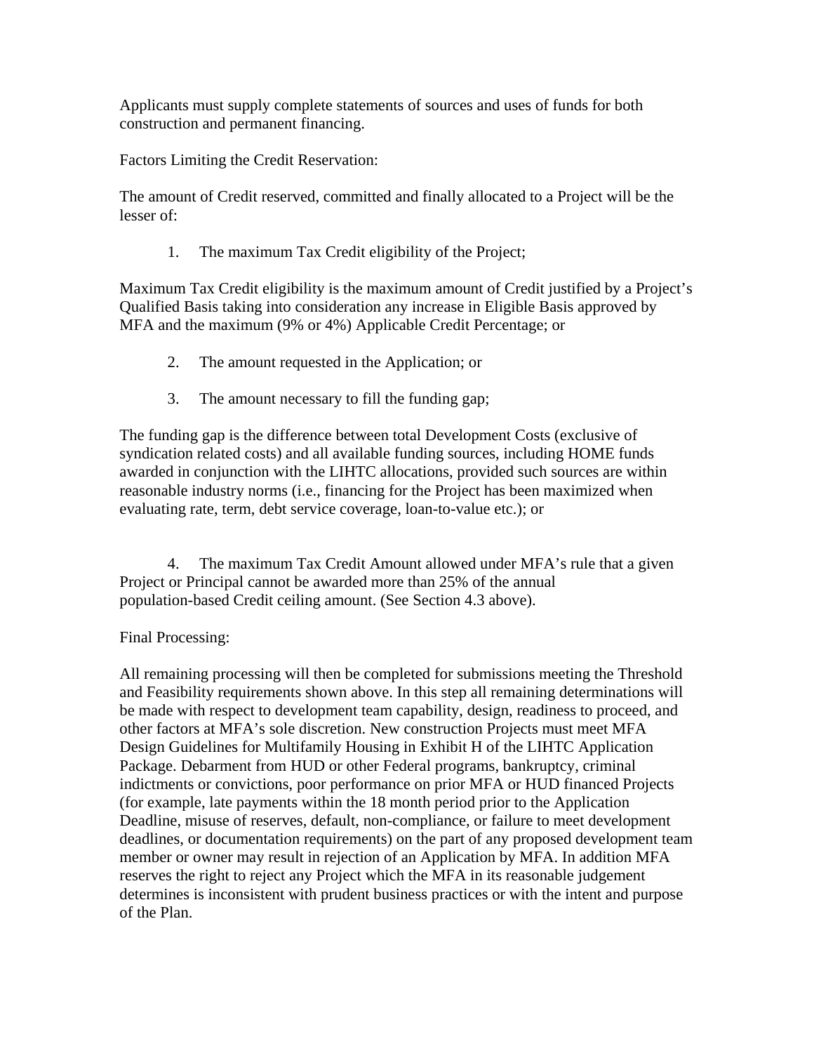Applicants must supply complete statements of sources and uses of funds for both construction and permanent financing.

Factors Limiting the Credit Reservation:

The amount of Credit reserved, committed and finally allocated to a Project will be the lesser of:

1. The maximum Tax Credit eligibility of the Project;

Maximum Tax Credit eligibility is the maximum amount of Credit justified by a Project's Qualified Basis taking into consideration any increase in Eligible Basis approved by MFA and the maximum (9% or 4%) Applicable Credit Percentage; or

2. The amount requested in the Application; or

3. The amount necessary to fill the funding gap;

The funding gap is the difference between total Development Costs (exclusive of syndication related costs) and all available funding sources, including HOME funds awarded in conjunction with the LIHTC allocations, provided such sources are within reasonable industry norms (i.e., financing for the Project has been maximized when evaluating rate, term, debt service coverage, loan-to-value etc.); or

4. The maximum Tax Credit Amount allowed under MFA's rule that a given Project or Principal cannot be awarded more than 25% of the annual population-based Credit ceiling amount. (See Section 4.3 above).

Final Processing:

All remaining processing will then be completed for submissions meeting the Threshold and Feasibility requirements shown above. In this step all remaining determinations will be made with respect to development team capability, design, readiness to proceed, and other factors at MFA's sole discretion. New construction Projects must meet MFA Design Guidelines for Multifamily Housing in Exhibit H of the LIHTC Application Package. Debarment from HUD or other Federal programs, bankruptcy, criminal indictments or convictions, poor performance on prior MFA or HUD financed Projects (for example, late payments within the 18 month period prior to the Application Deadline, misuse of reserves, default, non-compliance, or failure to meet development deadlines, or documentation requirements) on the part of any proposed development team member or owner may result in rejection of an Application by MFA. In addition MFA reserves the right to reject any Project which the MFA in its reasonable judgement determines is inconsistent with prudent business practices or with the intent and purpose of the Plan.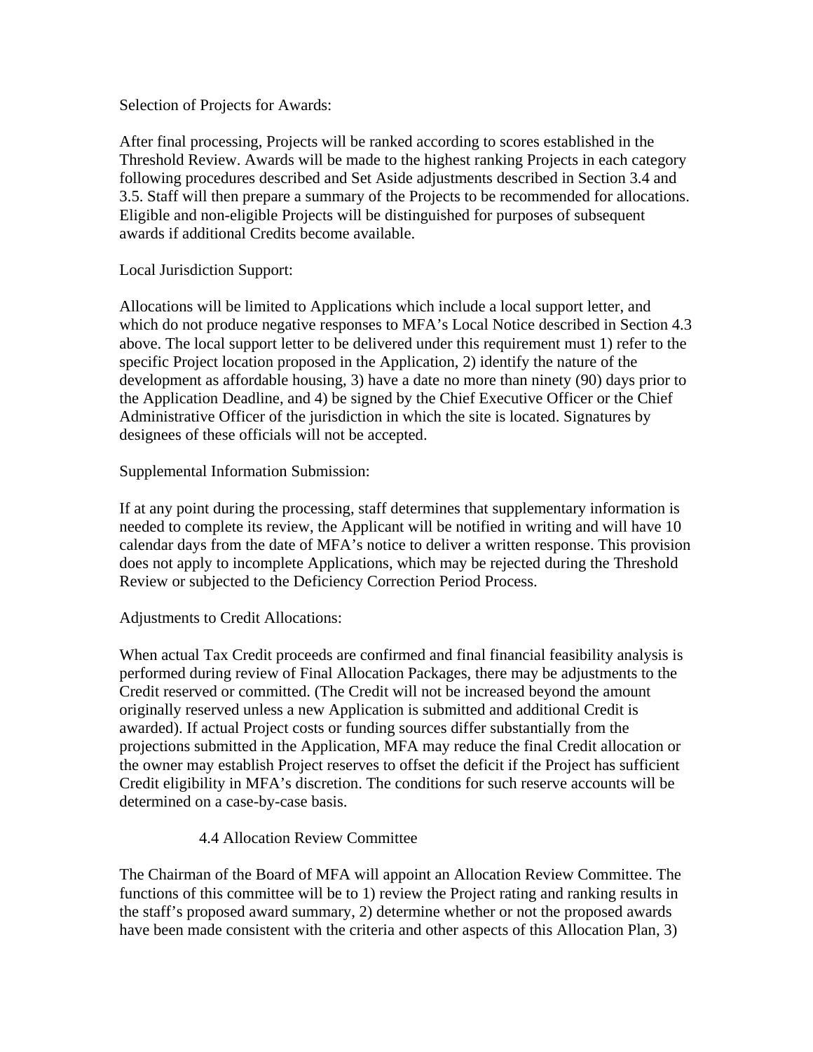Selection of Projects for Awards:

After final processing, Projects will be ranked according to scores established in the Threshold Review. Awards will be made to the highest ranking Projects in each category following procedures described and Set Aside adjustments described in Section 3.4 and 3.5. Staff will then prepare a summary of the Projects to be recommended for allocations. Eligible and non-eligible Projects will be distinguished for purposes of subsequent awards if additional Credits become available.

Local Jurisdiction Support:

Allocations will be limited to Applications which include a local support letter, and which do not produce negative responses to MFA's Local Notice described in Section 4.3 above. The local support letter to be delivered under this requirement must 1) refer to the specific Project location proposed in the Application, 2) identify the nature of the development as affordable housing, 3) have a date no more than ninety (90) days prior to the Application Deadline, and 4) be signed by the Chief Executive Officer or the Chief Administrative Officer of the jurisdiction in which the site is located. Signatures by designees of these officials will not be accepted.

Supplemental Information Submission:

If at any point during the processing, staff determines that supplementary information is needed to complete its review, the Applicant will be notified in writing and will have 10 calendar days from the date of MFA's notice to deliver a written response. This provision does not apply to incomplete Applications, which may be rejected during the Threshold Review or subjected to the Deficiency Correction Period Process.

Adjustments to Credit Allocations:

When actual Tax Credit proceeds are confirmed and final financial feasibility analysis is performed during review of Final Allocation Packages, there may be adjustments to the Credit reserved or committed. (The Credit will not be increased beyond the amount originally reserved unless a new Application is submitted and additional Credit is awarded). If actual Project costs or funding sources differ substantially from the projections submitted in the Application, MFA may reduce the final Credit allocation or the owner may establish Project reserves to offset the deficit if the Project has sufficient Credit eligibility in MFA's discretion. The conditions for such reserve accounts will be determined on a case-by-case basis.

### 4.4 Allocation Review Committee

The Chairman of the Board of MFA will appoint an Allocation Review Committee. The functions of this committee will be to 1) review the Project rating and ranking results in the staff's proposed award summary, 2) determine whether or not the proposed awards have been made consistent with the criteria and other aspects of this Allocation Plan, 3)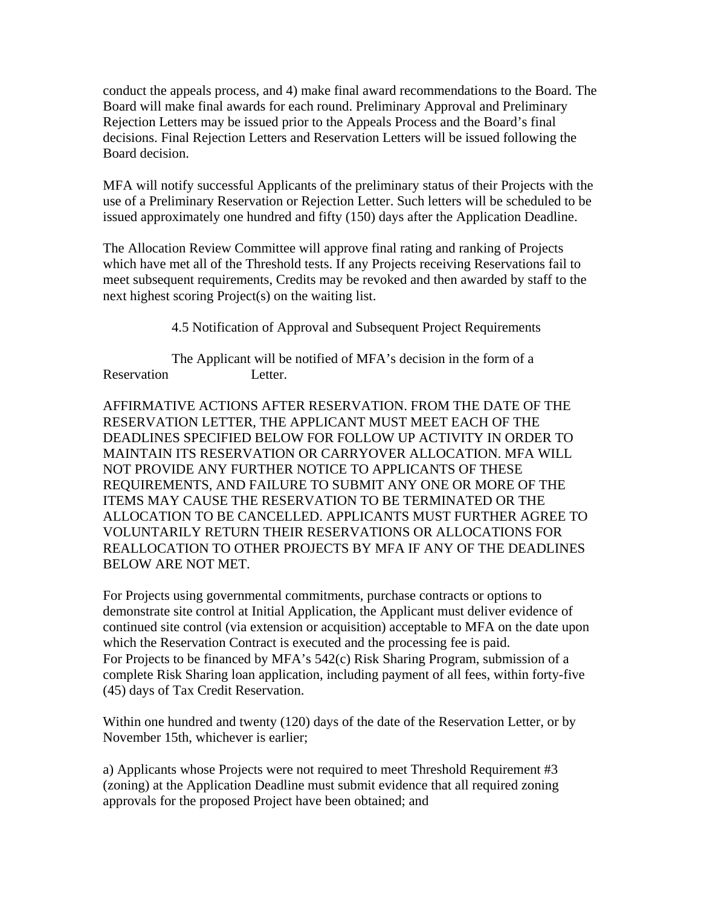conduct the appeals process, and 4) make final award recommendations to the Board. The Board will make final awards for each round. Preliminary Approval and Preliminary Rejection Letters may be issued prior to the Appeals Process and the Board's final decisions. Final Rejection Letters and Reservation Letters will be issued following the Board decision.

MFA will notify successful Applicants of the preliminary status of their Projects with the use of a Preliminary Reservation or Rejection Letter. Such letters will be scheduled to be issued approximately one hundred and fifty (150) days after the Application Deadline.

The Allocation Review Committee will approve final rating and ranking of Projects which have met all of the Threshold tests. If any Projects receiving Reservations fail to meet subsequent requirements, Credits may be revoked and then awarded by staff to the next highest scoring Project(s) on the waiting list.

### 4.5 Notification of Approval and Subsequent Project Requirements

The Applicant will be notified of MFA's decision in the form of a Reservation Letter.

AFFIRMATIVE ACTIONS AFTER RESERVATION. FROM THE DATE OF THE RESERVATION LETTER, THE APPLICANT MUST MEET EACH OF THE DEADLINES SPECIFIED BELOW FOR FOLLOW UP ACTIVITY IN ORDER TO MAINTAIN ITS RESERVATION OR CARRYOVER ALLOCATION. MFA WILL NOT PROVIDE ANY FURTHER NOTICE TO APPLICANTS OF THESE REQUIREMENTS, AND FAILURE TO SUBMIT ANY ONE OR MORE OF THE ITEMS MAY CAUSE THE RESERVATION TO BE TERMINATED OR THE ALLOCATION TO BE CANCELLED. APPLICANTS MUST FURTHER AGREE TO VOLUNTARILY RETURN THEIR RESERVATIONS OR ALLOCATIONS FOR REALLOCATION TO OTHER PROJECTS BY MFA IF ANY OF THE DEADLINES BELOW ARE NOT MET.

For Projects using governmental commitments, purchase contracts or options to demonstrate site control at Initial Application, the Applicant must deliver evidence of continued site control (via extension or acquisition) acceptable to MFA on the date upon which the Reservation Contract is executed and the processing fee is paid.
For Projects to be financed by MFA's 542(c) Risk Sharing Program, submission of a complete Risk Sharing loan application, including payment of all fees, within forty-five (45) days of Tax Credit Reservation.

Within one hundred and twenty (120) days of the date of the Reservation Letter, or by November 15th, whichever is earlier;

a) Applicants whose Projects were not required to meet Threshold Requirement #3 (zoning) at the Application Deadline must submit evidence that all required zoning approvals for the proposed Project have been obtained; and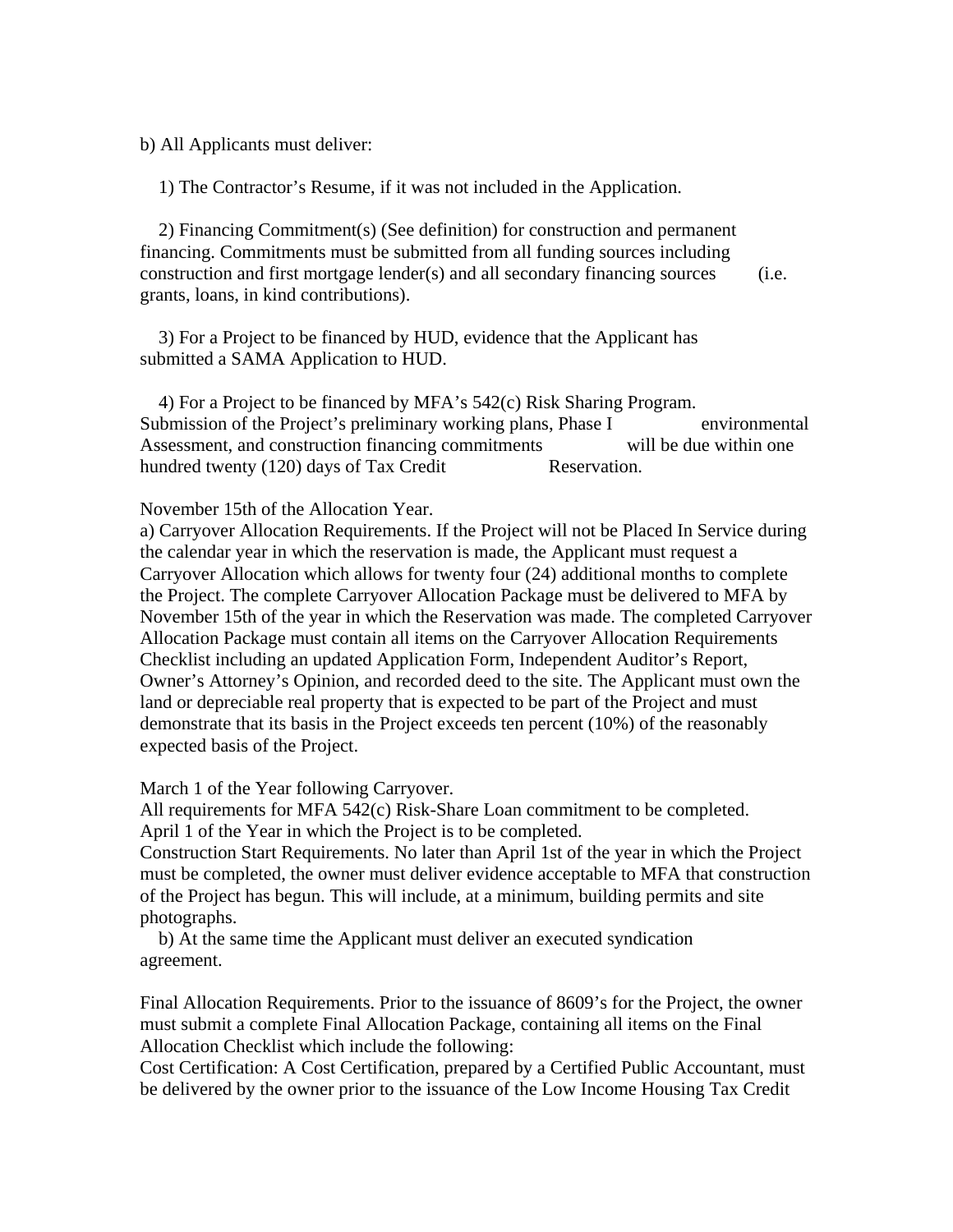b) All Applicants must deliver:

1) The Contractor's Resume, if it was not included in the Application.

2) Financing Commitment(s) (See definition) for construction and permanent financing. Commitments must be submitted from all funding sources including construction and first mortgage lender(s) and all secondary financing sources (i.e. grants, loans, in kind contributions).

3) For a Project to be financed by HUD, evidence that the Applicant has submitted a SAMA Application to HUD.

4) For a Project to be financed by MFA's 542(c) Risk Sharing Program. Submission of the Project's preliminary working plans, Phase I environmental Assessment, and construction financing commitments will be due within one hundred twenty (120) days of Tax Credit Reservation.

November 15th of the Allocation Year.

a) Carryover Allocation Requirements. If the Project will not be Placed In Service during the calendar year in which the reservation is made, the Applicant must request a Carryover Allocation which allows for twenty four (24) additional months to complete the Project. The complete Carryover Allocation Package must be delivered to MFA by November 15th of the year in which the Reservation was made. The completed Carryover Allocation Package must contain all items on the Carryover Allocation Requirements Checklist including an updated Application Form, Independent Auditor's Report, Owner's Attorney's Opinion, and recorded deed to the site. The Applicant must own the land or depreciable real property that is expected to be part of the Project and must demonstrate that its basis in the Project exceeds ten percent (10%) of the reasonably expected basis of the Project.

March 1 of the Year following Carryover.

All requirements for MFA 542(c) Risk-Share Loan commitment to be completed.

April 1 of the Year in which the Project is to be completed.

Construction Start Requirements. No later than April 1st of the year in which the Project must be completed, the owner must deliver evidence acceptable to MFA that construction of the Project has begun. This will include, at a minimum, building permits and site photographs.

b) At the same time the Applicant must deliver an executed syndication agreement.

Final Allocation Requirements. Prior to the issuance of 8609's for the Project, the owner must submit a complete Final Allocation Package, containing all items on the Final Allocation Checklist which include the following:

Cost Certification: A Cost Certification, prepared by a Certified Public Accountant, must be delivered by the owner prior to the issuance of the Low Income Housing Tax Credit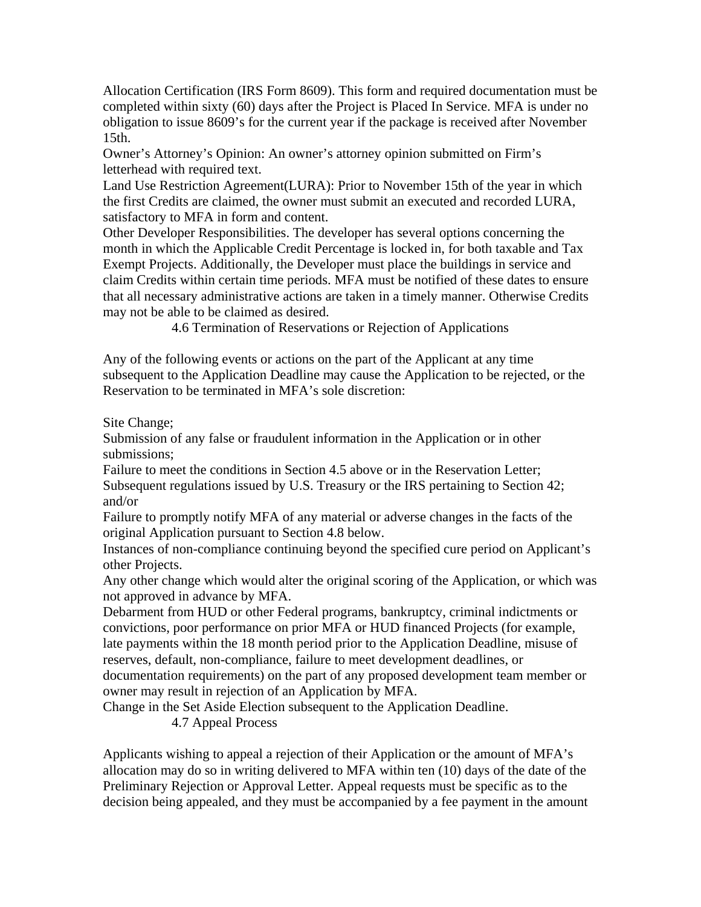Allocation Certification (IRS Form 8609). This form and required documentation must be completed within sixty (60) days after the Project is Placed In Service. MFA is under no obligation to issue 8609's for the current year if the package is received after November 15th.

Owner's Attorney's Opinion: An owner's attorney opinion submitted on Firm's letterhead with required text.

Land Use Restriction Agreement(LURA): Prior to November 15th of the year in which the first Credits are claimed, the owner must submit an executed and recorded LURA, satisfactory to MFA in form and content.

Other Developer Responsibilities. The developer has several options concerning the month in which the Applicable Credit Percentage is locked in, for both taxable and Tax Exempt Projects. Additionally, the Developer must place the buildings in service and claim Credits within certain time periods. MFA must be notified of these dates to ensure that all necessary administrative actions are taken in a timely manner. Otherwise Credits may not be able to be claimed as desired.

### 4.6 Termination of Reservations or Rejection of Applications

Any of the following events or actions on the part of the Applicant at any time subsequent to the Application Deadline may cause the Application to be rejected, or the Reservation to be terminated in MFA's sole discretion:

Site Change;

Submission of any false or fraudulent information in the Application or in other submissions;

Failure to meet the conditions in Section 4.5 above or in the Reservation Letter;

Subsequent regulations issued by U.S. Treasury or the IRS pertaining to Section 42; and/or

Failure to promptly notify MFA of any material or adverse changes in the facts of the original Application pursuant to Section 4.8 below.

Instances of non-compliance continuing beyond the specified cure period on Applicant's other Projects.

Any other change which would alter the original scoring of the Application, or which was not approved in advance by MFA.

Debarment from HUD or other Federal programs, bankruptcy, criminal indictments or convictions, poor performance on prior MFA or HUD financed Projects (for example, late payments within the 18 month period prior to the Application Deadline, misuse of reserves, default, non-compliance, failure to meet development deadlines, or documentation requirements) on the part of any proposed development team member or owner may result in rejection of an Application by MFA.

Change in the Set Aside Election subsequent to the Application Deadline.

### 4.7 Appeal Process

Applicants wishing to appeal a rejection of their Application or the amount of MFA's allocation may do so in writing delivered to MFA within ten (10) days of the date of the Preliminary Rejection or Approval Letter. Appeal requests must be specific as to the decision being appealed, and they must be accompanied by a fee payment in the amount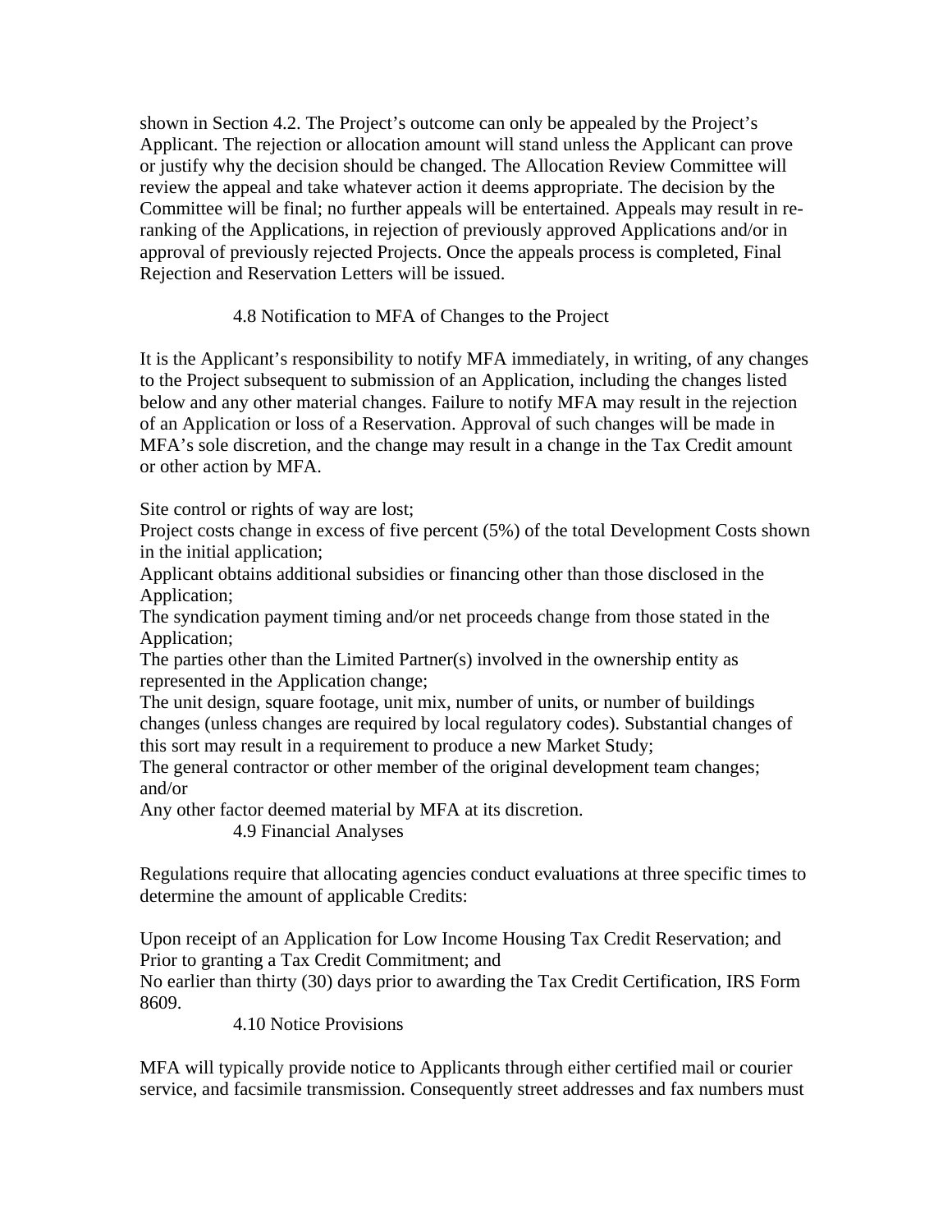shown in Section 4.2. The Project's outcome can only be appealed by the Project's Applicant. The rejection or allocation amount will stand unless the Applicant can prove or justify why the decision should be changed. The Allocation Review Committee will review the appeal and take whatever action it deems appropriate. The decision by the Committee will be final; no further appeals will be entertained. Appeals may result in re-ranking of the Applications, in rejection of previously approved Applications and/or in approval of previously rejected Projects. Once the appeals process is completed, Final Rejection and Reservation Letters will be issued.

### 4.8 Notification to MFA of Changes to the Project

It is the Applicant's responsibility to notify MFA immediately, in writing, of any changes to the Project subsequent to submission of an Application, including the changes listed below and any other material changes. Failure to notify MFA may result in the rejection of an Application or loss of a Reservation. Approval of such changes will be made in MFA's sole discretion, and the change may result in a change in the Tax Credit amount or other action by MFA.

- Site control or rights of way are lost;
- Project costs change in excess of five percent (5%) of the total Development Costs shown in the initial application;
- Applicant obtains additional subsidies or financing other than those disclosed in the Application;
- The syndication payment timing and/or net proceeds change from those stated in the Application;
- The parties other than the Limited Partner(s) involved in the ownership entity as represented in the Application change;
- The unit design, square footage, unit mix, number of units, or number of buildings changes (unless changes are required by local regulatory codes). Substantial changes of this sort may result in a requirement to produce a new Market Study;
- The general contractor or other member of the original development team changes; and/or
- Any other factor deemed material by MFA at its discretion.

### 4.9 Financial Analyses

Regulations require that allocating agencies conduct evaluations at three specific times to determine the amount of applicable Credits:

- Upon receipt of an Application for Low Income Housing Tax Credit Reservation; and
- Prior to granting a Tax Credit Commitment; and
- No earlier than thirty (30) days prior to awarding the Tax Credit Certification, IRS Form 8609.

### 4.10 Notice Provisions

MFA will typically provide notice to Applicants through either certified mail or courier service, and facsimile transmission. Consequently street addresses and fax numbers must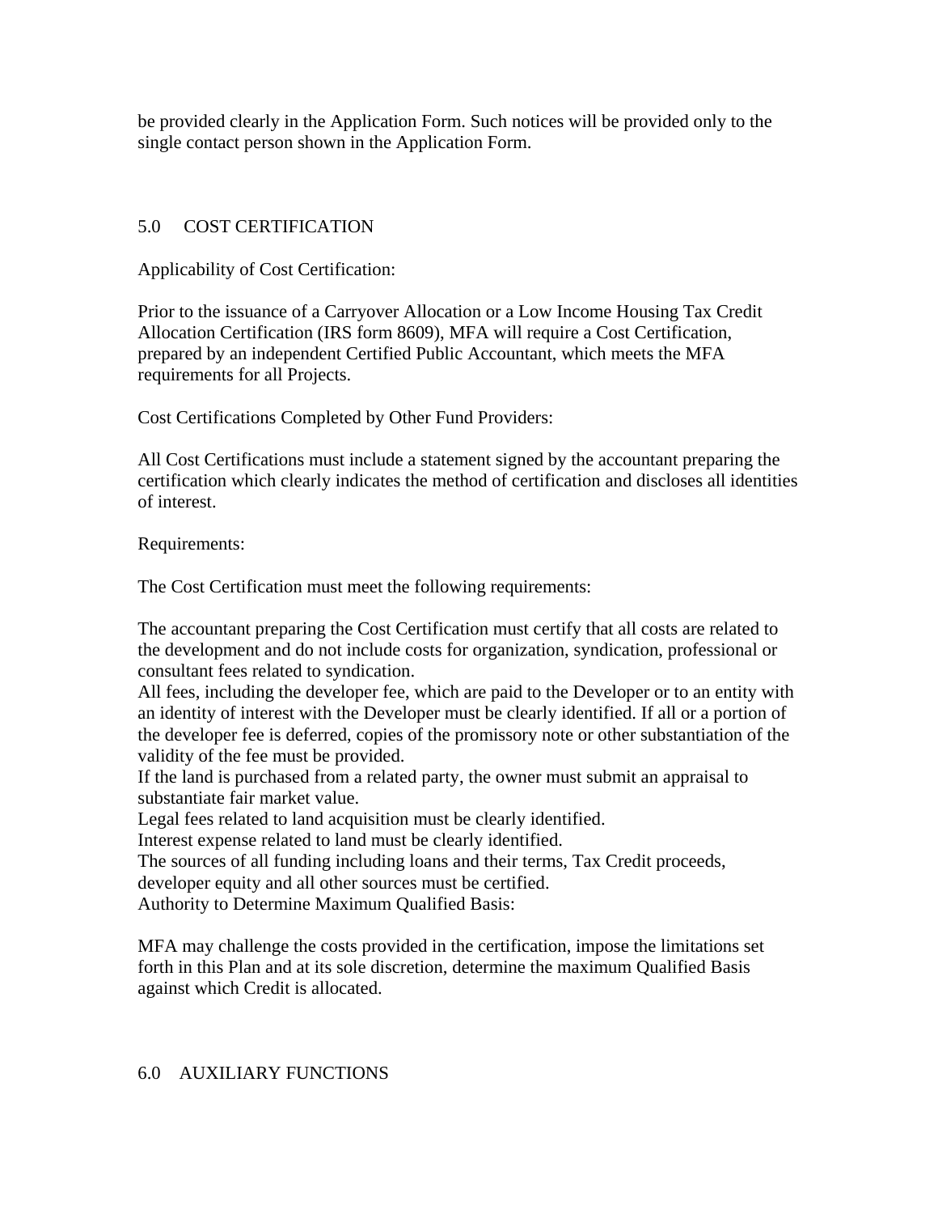be provided clearly in the Application Form. Such notices will be provided only to the single contact person shown in the Application Form.

## 5.0 COST CERTIFICATION

Applicability of Cost Certification:

Prior to the issuance of a Carryover Allocation or a Low Income Housing Tax Credit Allocation Certification (IRS form 8609), MFA will require a Cost Certification, prepared by an independent Certified Public Accountant, which meets the MFA requirements for all Projects.

Cost Certifications Completed by Other Fund Providers:

All Cost Certifications must include a statement signed by the accountant preparing the certification which clearly indicates the method of certification and discloses all identities of interest.

Requirements:

The Cost Certification must meet the following requirements:

The accountant preparing the Cost Certification must certify that all costs are related to the development and do not include costs for organization, syndication, professional or consultant fees related to syndication.
All fees, including the developer fee, which are paid to the Developer or to an entity with an identity of interest with the Developer must be clearly identified. If all or a portion of the developer fee is deferred, copies of the promissory note or other substantiation of the validity of the fee must be provided.
If the land is purchased from a related party, the owner must submit an appraisal to substantiate fair market value.
Legal fees related to land acquisition must be clearly identified.
Interest expense related to land must be clearly identified.
The sources of all funding including loans and their terms, Tax Credit proceeds, developer equity and all other sources must be certified.
Authority to Determine Maximum Qualified Basis:

MFA may challenge the costs provided in the certification, impose the limitations set forth in this Plan and at its sole discretion, determine the maximum Qualified Basis against which Credit is allocated.

## 6.0 AUXILIARY FUNCTIONS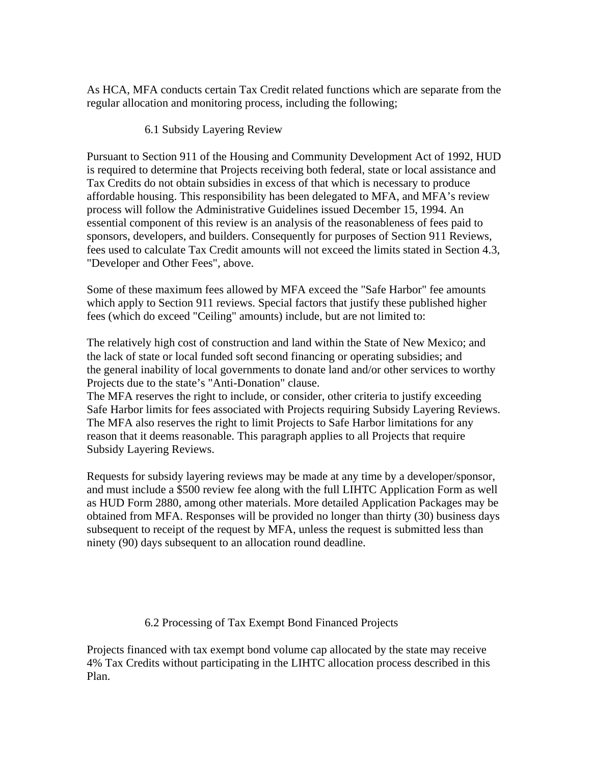As HCA, MFA conducts certain Tax Credit related functions which are separate from the regular allocation and monitoring process, including the following;

### 6.1 Subsidy Layering Review

Pursuant to Section 911 of the Housing and Community Development Act of 1992, HUD is required to determine that Projects receiving both federal, state or local assistance and Tax Credits do not obtain subsidies in excess of that which is necessary to produce affordable housing. This responsibility has been delegated to MFA, and MFA's review process will follow the Administrative Guidelines issued December 15, 1994. An essential component of this review is an analysis of the reasonableness of fees paid to sponsors, developers, and builders. Consequently for purposes of Section 911 Reviews, fees used to calculate Tax Credit amounts will not exceed the limits stated in Section 4.3, "Developer and Other Fees", above.

Some of these maximum fees allowed by MFA exceed the "Safe Harbor" fee amounts which apply to Section 911 reviews. Special factors that justify these published higher fees (which do exceed "Ceiling" amounts) include, but are not limited to:

The relatively high cost of construction and land within the State of New Mexico; and the lack of state or local funded soft second financing or operating subsidies; and the general inability of local governments to donate land and/or other services to worthy Projects due to the state's "Anti-Donation" clause.

The MFA reserves the right to include, or consider, other criteria to justify exceeding Safe Harbor limits for fees associated with Projects requiring Subsidy Layering Reviews. The MFA also reserves the right to limit Projects to Safe Harbor limitations for any reason that it deems reasonable. This paragraph applies to all Projects that require Subsidy Layering Reviews.

Requests for subsidy layering reviews may be made at any time by a developer/sponsor, and must include a $500 review fee along with the full LIHTC Application Form as well as HUD Form 2880, among other materials. More detailed Application Packages may be obtained from MFA. Responses will be provided no longer than thirty (30) business days subsequent to receipt of the request by MFA, unless the request is submitted less than ninety (90) days subsequent to an allocation round deadline.

### 6.2 Processing of Tax Exempt Bond Financed Projects

Projects financed with tax exempt bond volume cap allocated by the state may receive 4% Tax Credits without participating in the LIHTC allocation process described in this Plan.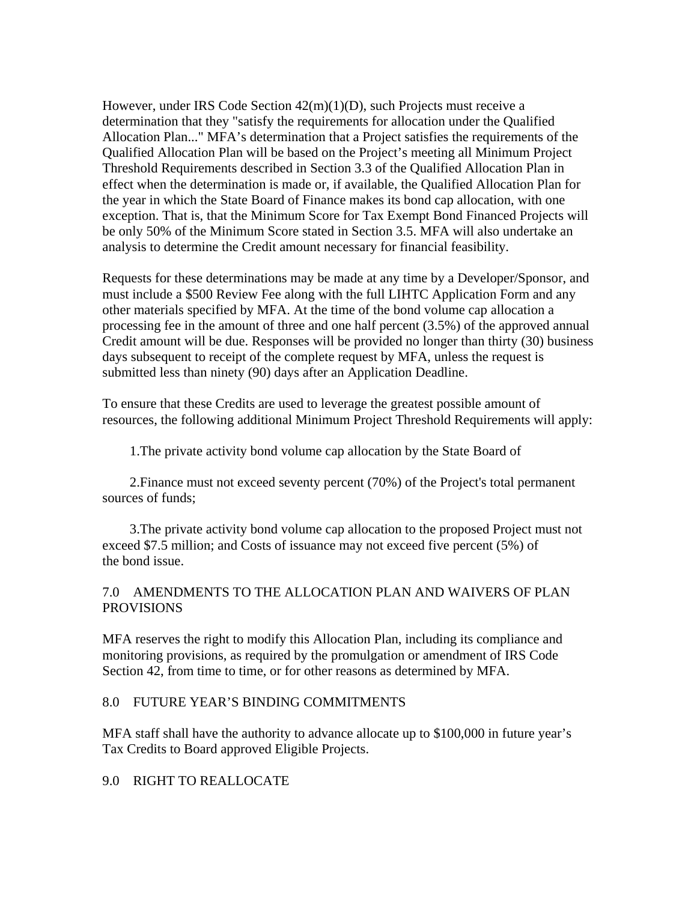However, under IRS Code Section 42(m)(1)(D), such Projects must receive a determination that they "satisfy the requirements for allocation under the Qualified Allocation Plan..." MFA's determination that a Project satisfies the requirements of the Qualified Allocation Plan will be based on the Project's meeting all Minimum Project Threshold Requirements described in Section 3.3 of the Qualified Allocation Plan in effect when the determination is made or, if available, the Qualified Allocation Plan for the year in which the State Board of Finance makes its bond cap allocation, with one exception. That is, that the Minimum Score for Tax Exempt Bond Financed Projects will be only 50% of the Minimum Score stated in Section 3.5. MFA will also undertake an analysis to determine the Credit amount necessary for financial feasibility.

Requests for these determinations may be made at any time by a Developer/Sponsor, and must include a $500 Review Fee along with the full LIHTC Application Form and any other materials specified by MFA. At the time of the bond volume cap allocation a processing fee in the amount of three and one half percent (3.5%) of the approved annual Credit amount will be due. Responses will be provided no longer than thirty (30) business days subsequent to receipt of the complete request by MFA, unless the request is submitted less than ninety (90) days after an Application Deadline.

To ensure that these Credits are used to leverage the greatest possible amount of resources, the following additional Minimum Project Threshold Requirements will apply:

1. The private activity bond volume cap allocation by the State Board of

2. Finance must not exceed seventy percent (70%) of the Project's total permanent sources of funds;

3. The private activity bond volume cap allocation to the proposed Project must not exceed $7.5 million; and Costs of issuance may not exceed five percent (5%) of the bond issue.

## 7.0 AMENDMENTS TO THE ALLOCATION PLAN AND WAIVERS OF PLAN PROVISIONS

MFA reserves the right to modify this Allocation Plan, including its compliance and monitoring provisions, as required by the promulgation or amendment of IRS Code Section 42, from time to time, or for other reasons as determined by MFA.

## 8.0 FUTURE YEAR'S BINDING COMMITMENTS

MFA staff shall have the authority to advance allocate up to $100,000 in future year's Tax Credits to Board approved Eligible Projects.

## 9.0 RIGHT TO REALLOCATE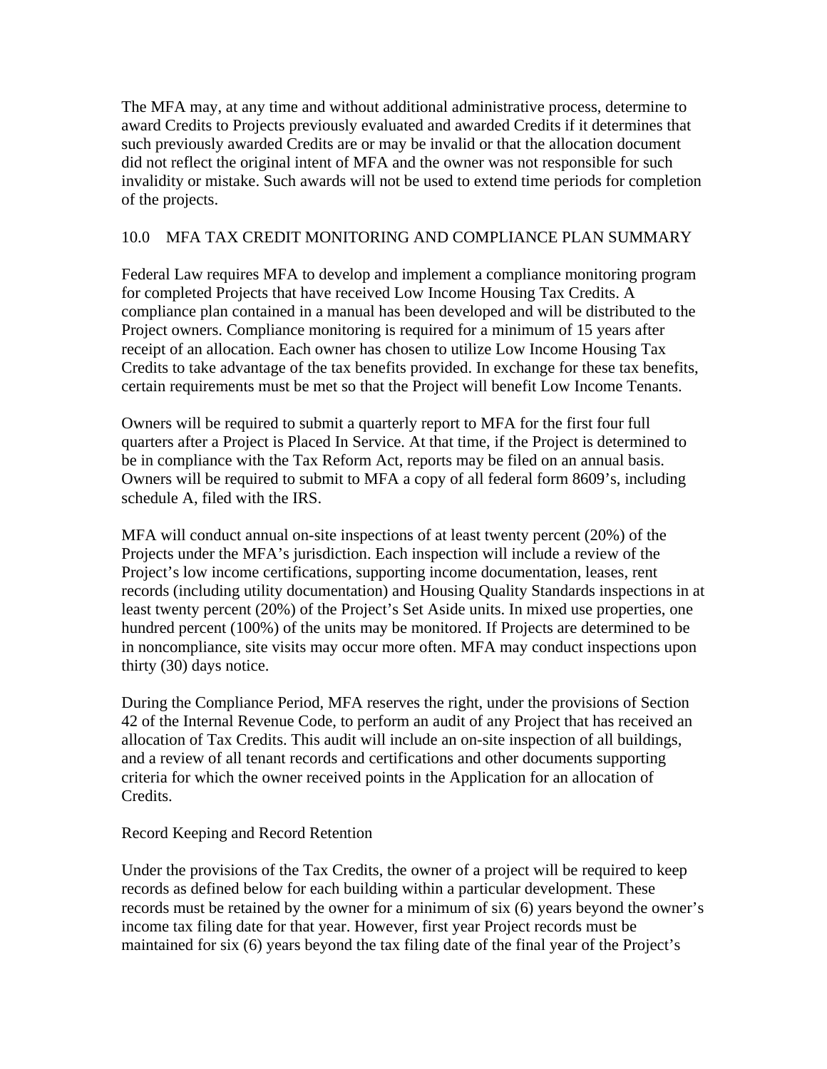The MFA may, at any time and without additional administrative process, determine to award Credits to Projects previously evaluated and awarded Credits if it determines that such previously awarded Credits are or may be invalid or that the allocation document did not reflect the original intent of MFA and the owner was not responsible for such invalidity or mistake. Such awards will not be used to extend time periods for completion of the projects.

## 10.0 MFA TAX CREDIT MONITORING AND COMPLIANCE PLAN SUMMARY

Federal Law requires MFA to develop and implement a compliance monitoring program for completed Projects that have received Low Income Housing Tax Credits. A compliance plan contained in a manual has been developed and will be distributed to the Project owners. Compliance monitoring is required for a minimum of 15 years after receipt of an allocation. Each owner has chosen to utilize Low Income Housing Tax Credits to take advantage of the tax benefits provided. In exchange for these tax benefits, certain requirements must be met so that the Project will benefit Low Income Tenants.

Owners will be required to submit a quarterly report to MFA for the first four full quarters after a Project is Placed In Service. At that time, if the Project is determined to be in compliance with the Tax Reform Act, reports may be filed on an annual basis. Owners will be required to submit to MFA a copy of all federal form 8609's, including schedule A, filed with the IRS.

MFA will conduct annual on-site inspections of at least twenty percent (20%) of the Projects under the MFA's jurisdiction. Each inspection will include a review of the Project's low income certifications, supporting income documentation, leases, rent records (including utility documentation) and Housing Quality Standards inspections in at least twenty percent (20%) of the Project's Set Aside units. In mixed use properties, one hundred percent (100%) of the units may be monitored. If Projects are determined to be in noncompliance, site visits may occur more often. MFA may conduct inspections upon thirty (30) days notice.

During the Compliance Period, MFA reserves the right, under the provisions of Section 42 of the Internal Revenue Code, to perform an audit of any Project that has received an allocation of Tax Credits. This audit will include an on-site inspection of all buildings, and a review of all tenant records and certifications and other documents supporting criteria for which the owner received points in the Application for an allocation of Credits.

### Record Keeping and Record Retention

Under the provisions of the Tax Credits, the owner of a project will be required to keep records as defined below for each building within a particular development. These records must be retained by the owner for a minimum of six (6) years beyond the owner's income tax filing date for that year. However, first year Project records must be maintained for six (6) years beyond the tax filing date of the final year of the Project's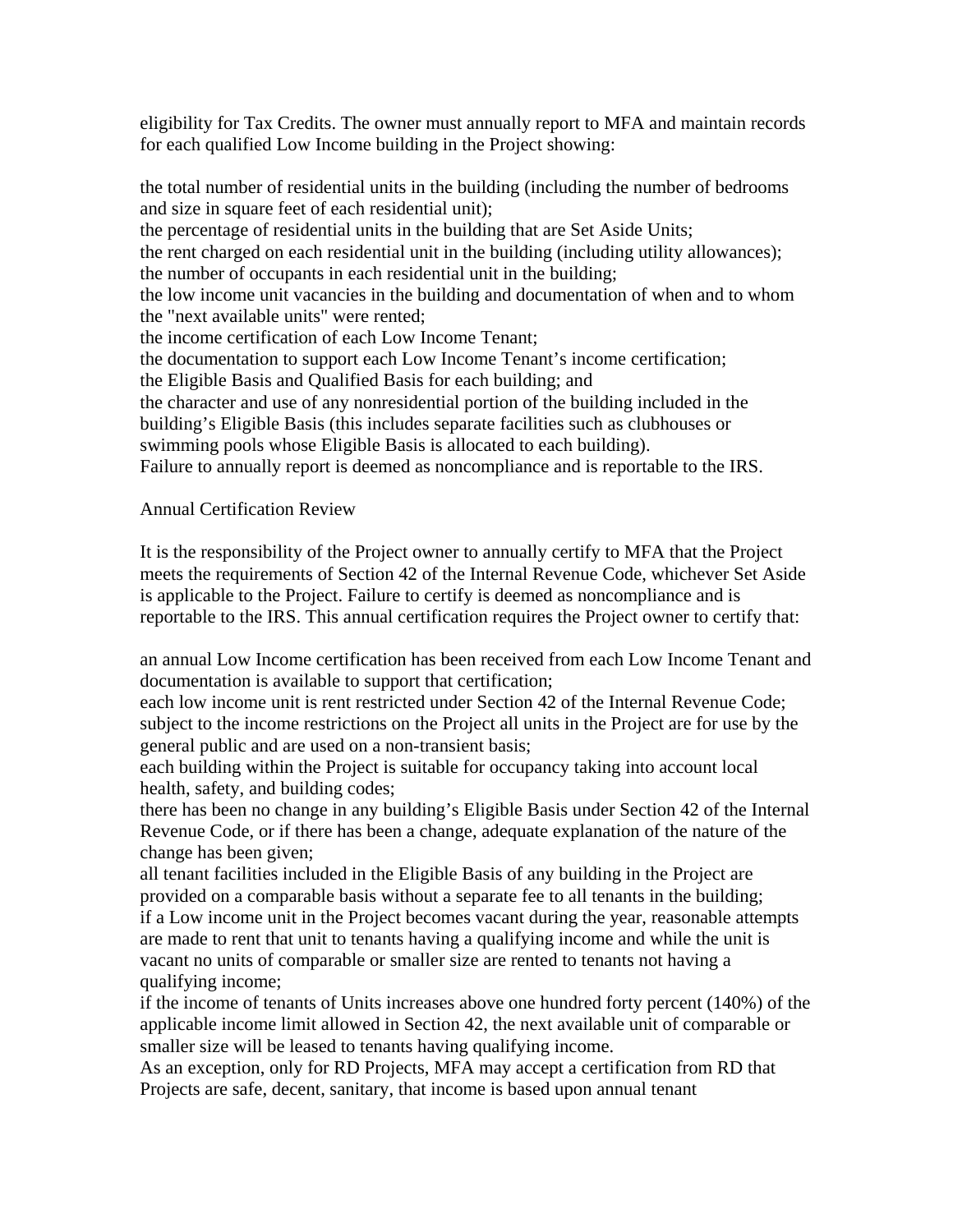eligibility for Tax Credits. The owner must annually report to MFA and maintain records for each qualified Low Income building in the Project showing:

the total number of residential units in the building (including the number of bedrooms and size in square feet of each residential unit);
the percentage of residential units in the building that are Set Aside Units;
the rent charged on each residential unit in the building (including utility allowances);
the number of occupants in each residential unit in the building;
the low income unit vacancies in the building and documentation of when and to whom the "next available units" were rented;
the income certification of each Low Income Tenant;
the documentation to support each Low Income Tenant's income certification;
the Eligible Basis and Qualified Basis for each building; and
the character and use of any nonresidential portion of the building included in the building's Eligible Basis (this includes separate facilities such as clubhouses or swimming pools whose Eligible Basis is allocated to each building).
Failure to annually report is deemed as noncompliance and is reportable to the IRS.

Annual Certification Review

It is the responsibility of the Project owner to annually certify to MFA that the Project meets the requirements of Section 42 of the Internal Revenue Code, whichever Set Aside is applicable to the Project. Failure to certify is deemed as noncompliance and is reportable to the IRS. This annual certification requires the Project owner to certify that:

an annual Low Income certification has been received from each Low Income Tenant and documentation is available to support that certification;
each low income unit is rent restricted under Section 42 of the Internal Revenue Code;
subject to the income restrictions on the Project all units in the Project are for use by the general public and are used on a non-transient basis;
each building within the Project is suitable for occupancy taking into account local health, safety, and building codes;
there has been no change in any building's Eligible Basis under Section 42 of the Internal Revenue Code, or if there has been a change, adequate explanation of the nature of the change has been given;
all tenant facilities included in the Eligible Basis of any building in the Project are provided on a comparable basis without a separate fee to all tenants in the building;
if a Low income unit in the Project becomes vacant during the year, reasonable attempts are made to rent that unit to tenants having a qualifying income and while the unit is vacant no units of comparable or smaller size are rented to tenants not having a qualifying income;
if the income of tenants of Units increases above one hundred forty percent (140%) of the applicable income limit allowed in Section 42, the next available unit of comparable or smaller size will be leased to tenants having qualifying income.
As an exception, only for RD Projects, MFA may accept a certification from RD that Projects are safe, decent, sanitary, that income is based upon annual tenant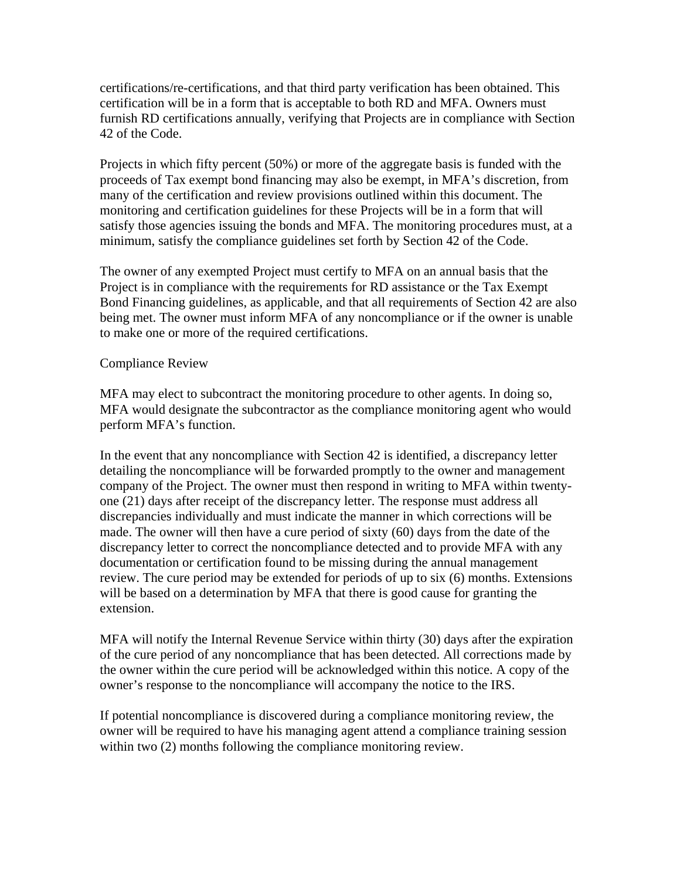certifications/re-certifications, and that third party verification has been obtained. This certification will be in a form that is acceptable to both RD and MFA. Owners must furnish RD certifications annually, verifying that Projects are in compliance with Section 42 of the Code.

Projects in which fifty percent (50%) or more of the aggregate basis is funded with the proceeds of Tax exempt bond financing may also be exempt, in MFA's discretion, from many of the certification and review provisions outlined within this document. The monitoring and certification guidelines for these Projects will be in a form that will satisfy those agencies issuing the bonds and MFA. The monitoring procedures must, at a minimum, satisfy the compliance guidelines set forth by Section 42 of the Code.

The owner of any exempted Project must certify to MFA on an annual basis that the Project is in compliance with the requirements for RD assistance or the Tax Exempt Bond Financing guidelines, as applicable, and that all requirements of Section 42 are also being met. The owner must inform MFA of any noncompliance or if the owner is unable to make one or more of the required certifications.

Compliance Review

MFA may elect to subcontract the monitoring procedure to other agents. In doing so, MFA would designate the subcontractor as the compliance monitoring agent who would perform MFA's function.

In the event that any noncompliance with Section 42 is identified, a discrepancy letter detailing the noncompliance will be forwarded promptly to the owner and management company of the Project. The owner must then respond in writing to MFA within twenty-one (21) days after receipt of the discrepancy letter. The response must address all discrepancies individually and must indicate the manner in which corrections will be made. The owner will then have a cure period of sixty (60) days from the date of the discrepancy letter to correct the noncompliance detected and to provide MFA with any documentation or certification found to be missing during the annual management review. The cure period may be extended for periods of up to six (6) months. Extensions will be based on a determination by MFA that there is good cause for granting the extension.

MFA will notify the Internal Revenue Service within thirty (30) days after the expiration of the cure period of any noncompliance that has been detected. All corrections made by the owner within the cure period will be acknowledged within this notice. A copy of the owner's response to the noncompliance will accompany the notice to the IRS.

If potential noncompliance is discovered during a compliance monitoring review, the owner will be required to have his managing agent attend a compliance training session within two (2) months following the compliance monitoring review.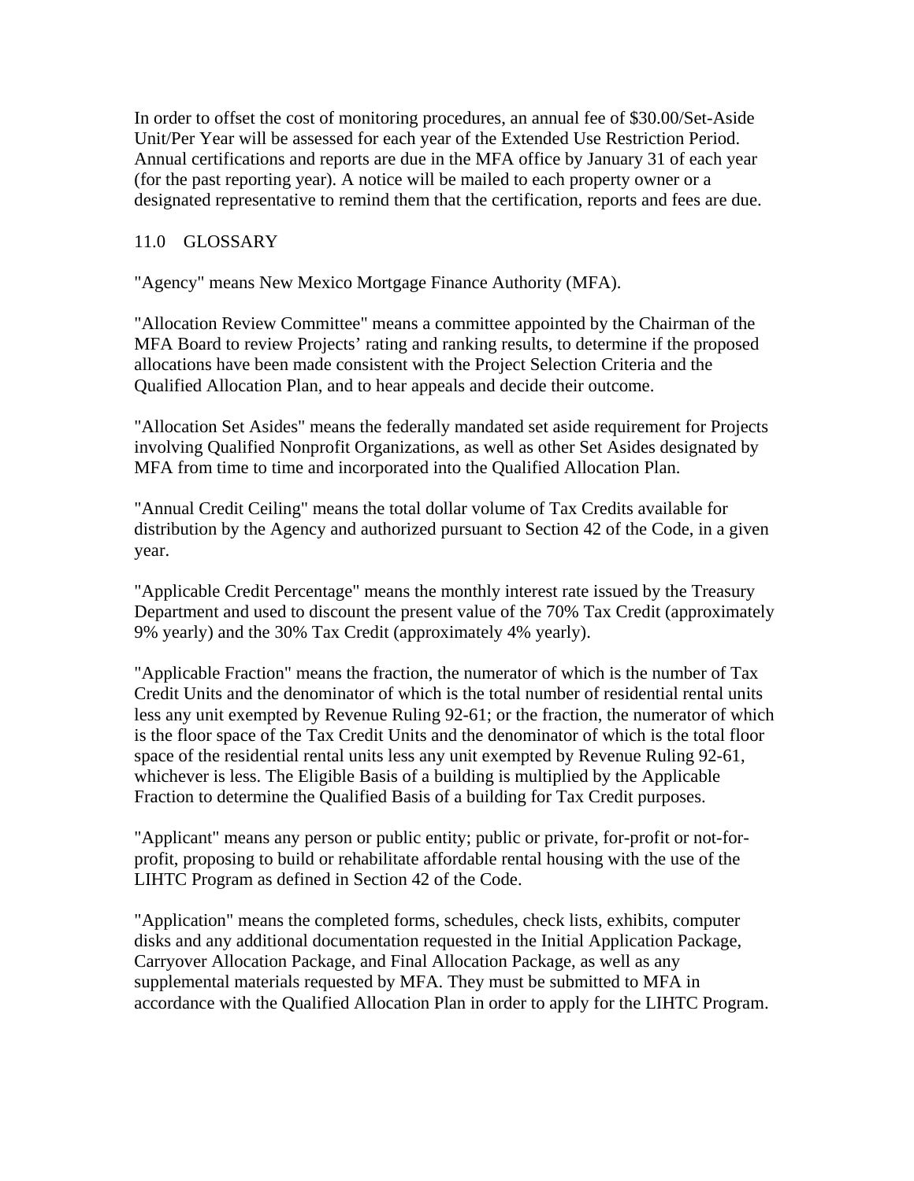In order to offset the cost of monitoring procedures, an annual fee of $30.00/Set-Aside Unit/Per Year will be assessed for each year of the Extended Use Restriction Period. Annual certifications and reports are due in the MFA office by January 31 of each year (for the past reporting year). A notice will be mailed to each property owner or a designated representative to remind them that the certification, reports and fees are due.

## 11.0 GLOSSARY

"Agency" means New Mexico Mortgage Finance Authority (MFA).

"Allocation Review Committee" means a committee appointed by the Chairman of the MFA Board to review Projects' rating and ranking results, to determine if the proposed allocations have been made consistent with the Project Selection Criteria and the Qualified Allocation Plan, and to hear appeals and decide their outcome.

"Allocation Set Asides" means the federally mandated set aside requirement for Projects involving Qualified Nonprofit Organizations, as well as other Set Asides designated by MFA from time to time and incorporated into the Qualified Allocation Plan.

"Annual Credit Ceiling" means the total dollar volume of Tax Credits available for distribution by the Agency and authorized pursuant to Section 42 of the Code, in a given year.

"Applicable Credit Percentage" means the monthly interest rate issued by the Treasury Department and used to discount the present value of the 70% Tax Credit (approximately 9% yearly) and the 30% Tax Credit (approximately 4% yearly).

"Applicable Fraction" means the fraction, the numerator of which is the number of Tax Credit Units and the denominator of which is the total number of residential rental units less any unit exempted by Revenue Ruling 92-61; or the fraction, the numerator of which is the floor space of the Tax Credit Units and the denominator of which is the total floor space of the residential rental units less any unit exempted by Revenue Ruling 92-61, whichever is less. The Eligible Basis of a building is multiplied by the Applicable Fraction to determine the Qualified Basis of a building for Tax Credit purposes.

"Applicant" means any person or public entity; public or private, for-profit or not-for-profit, proposing to build or rehabilitate affordable rental housing with the use of the LIHTC Program as defined in Section 42 of the Code.

"Application" means the completed forms, schedules, check lists, exhibits, computer disks and any additional documentation requested in the Initial Application Package, Carryover Allocation Package, and Final Allocation Package, as well as any supplemental materials requested by MFA. They must be submitted to MFA in accordance with the Qualified Allocation Plan in order to apply for the LIHTC Program.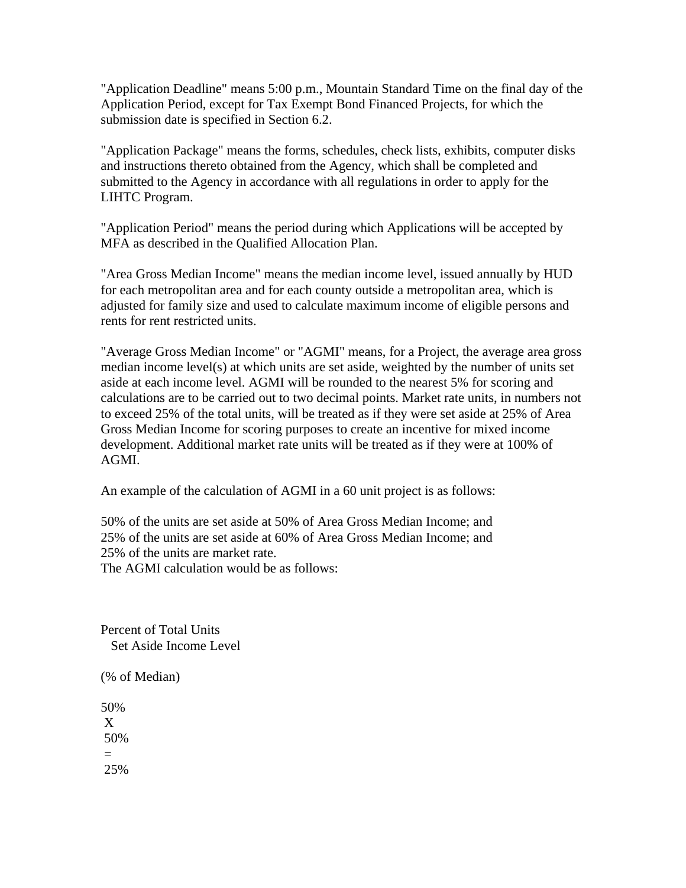"Application Deadline" means 5:00 p.m., Mountain Standard Time on the final day of the Application Period, except for Tax Exempt Bond Financed Projects, for which the submission date is specified in Section 6.2.

"Application Package" means the forms, schedules, check lists, exhibits, computer disks and instructions thereto obtained from the Agency, which shall be completed and submitted to the Agency in accordance with all regulations in order to apply for the LIHTC Program.

"Application Period" means the period during which Applications will be accepted by MFA as described in the Qualified Allocation Plan.

"Area Gross Median Income" means the median income level, issued annually by HUD for each metropolitan area and for each county outside a metropolitan area, which is adjusted for family size and used to calculate maximum income of eligible persons and rents for rent restricted units.

"Average Gross Median Income" or "AGMI" means, for a Project, the average area gross median income level(s) at which units are set aside, weighted by the number of units set aside at each income level. AGMI will be rounded to the nearest 5% for scoring and calculations are to be carried out to two decimal points. Market rate units, in numbers not to exceed 25% of the total units, will be treated as if they were set aside at 25% of Area Gross Median Income for scoring purposes to create an incentive for mixed income development. Additional market rate units will be treated as if they were at 100% of AGMI.

An example of the calculation of AGMI in a 60 unit project is as follows:

50% of the units are set aside at 50% of Area Gross Median Income; and
25% of the units are set aside at 60% of Area Gross Median Income; and
25% of the units are market rate.
The AGMI calculation would be as follows:

Percent of Total Units
Set Aside Income Level

(% of Median)

50%
X
50%
=
25%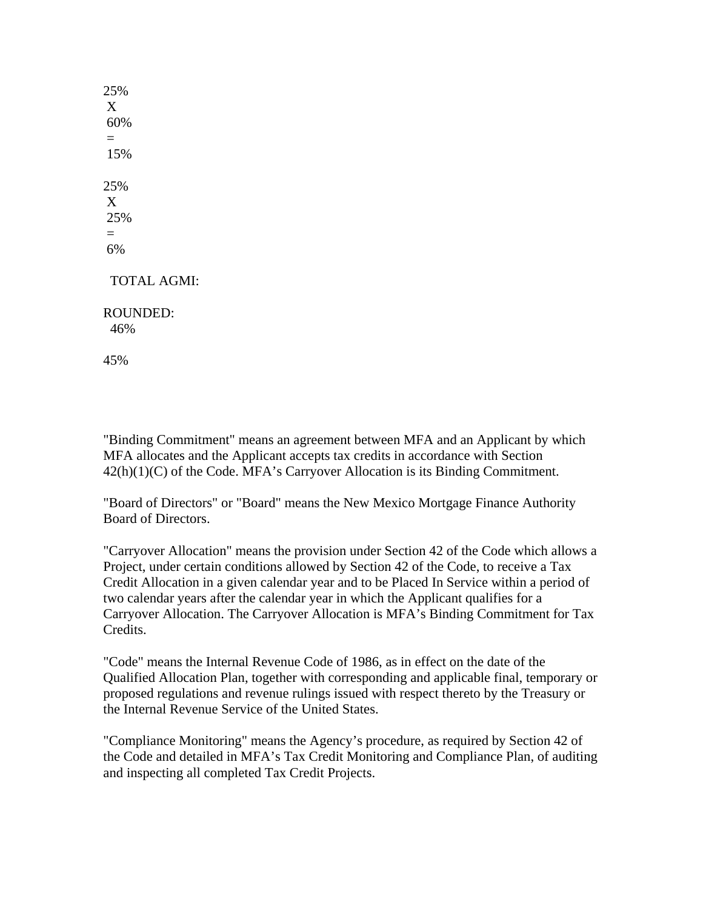25%
X
60%
=
15%

25%
X
25%
=
6%

TOTAL AGMI:

ROUNDED:
46%

45%

"Binding Commitment" means an agreement between MFA and an Applicant by which MFA allocates and the Applicant accepts tax credits in accordance with Section 42(h)(1)(C) of the Code. MFA's Carryover Allocation is its Binding Commitment.

"Board of Directors" or "Board" means the New Mexico Mortgage Finance Authority Board of Directors.

"Carryover Allocation" means the provision under Section 42 of the Code which allows a Project, under certain conditions allowed by Section 42 of the Code, to receive a Tax Credit Allocation in a given calendar year and to be Placed In Service within a period of two calendar years after the calendar year in which the Applicant qualifies for a Carryover Allocation. The Carryover Allocation is MFA's Binding Commitment for Tax Credits.

"Code" means the Internal Revenue Code of 1986, as in effect on the date of the Qualified Allocation Plan, together with corresponding and applicable final, temporary or proposed regulations and revenue rulings issued with respect thereto by the Treasury or the Internal Revenue Service of the United States.

"Compliance Monitoring" means the Agency's procedure, as required by Section 42 of the Code and detailed in MFA's Tax Credit Monitoring and Compliance Plan, of auditing and inspecting all completed Tax Credit Projects.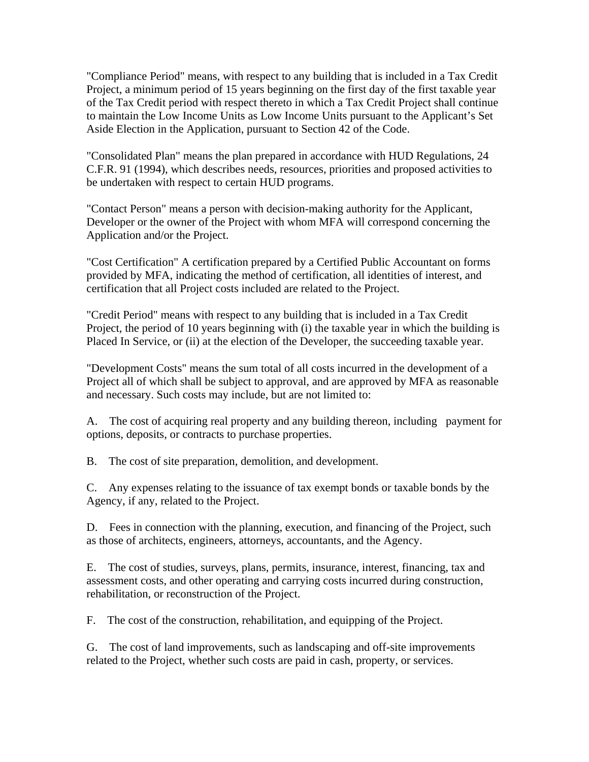"Compliance Period" means, with respect to any building that is included in a Tax Credit Project, a minimum period of 15 years beginning on the first day of the first taxable year of the Tax Credit period with respect thereto in which a Tax Credit Project shall continue to maintain the Low Income Units as Low Income Units pursuant to the Applicant's Set Aside Election in the Application, pursuant to Section 42 of the Code.

"Consolidated Plan" means the plan prepared in accordance with HUD Regulations, 24 C.F.R. 91 (1994), which describes needs, resources, priorities and proposed activities to be undertaken with respect to certain HUD programs.

"Contact Person" means a person with decision-making authority for the Applicant, Developer or the owner of the Project with whom MFA will correspond concerning the Application and/or the Project.

"Cost Certification" A certification prepared by a Certified Public Accountant on forms provided by MFA, indicating the method of certification, all identities of interest, and certification that all Project costs included are related to the Project.

"Credit Period" means with respect to any building that is included in a Tax Credit Project, the period of 10 years beginning with (i) the taxable year in which the building is Placed In Service, or (ii) at the election of the Developer, the succeeding taxable year.

"Development Costs" means the sum total of all costs incurred in the development of a Project all of which shall be subject to approval, and are approved by MFA as reasonable and necessary. Such costs may include, but are not limited to:

A. The cost of acquiring real property and any building thereon, including payment for options, deposits, or contracts to purchase properties.

B. The cost of site preparation, demolition, and development.

C. Any expenses relating to the issuance of tax exempt bonds or taxable bonds by the Agency, if any, related to the Project.

D. Fees in connection with the planning, execution, and financing of the Project, such as those of architects, engineers, attorneys, accountants, and the Agency.

E. The cost of studies, surveys, plans, permits, insurance, interest, financing, tax and assessment costs, and other operating and carrying costs incurred during construction, rehabilitation, or reconstruction of the Project.

F. The cost of the construction, rehabilitation, and equipping of the Project.

G. The cost of land improvements, such as landscaping and off-site improvements related to the Project, whether such costs are paid in cash, property, or services.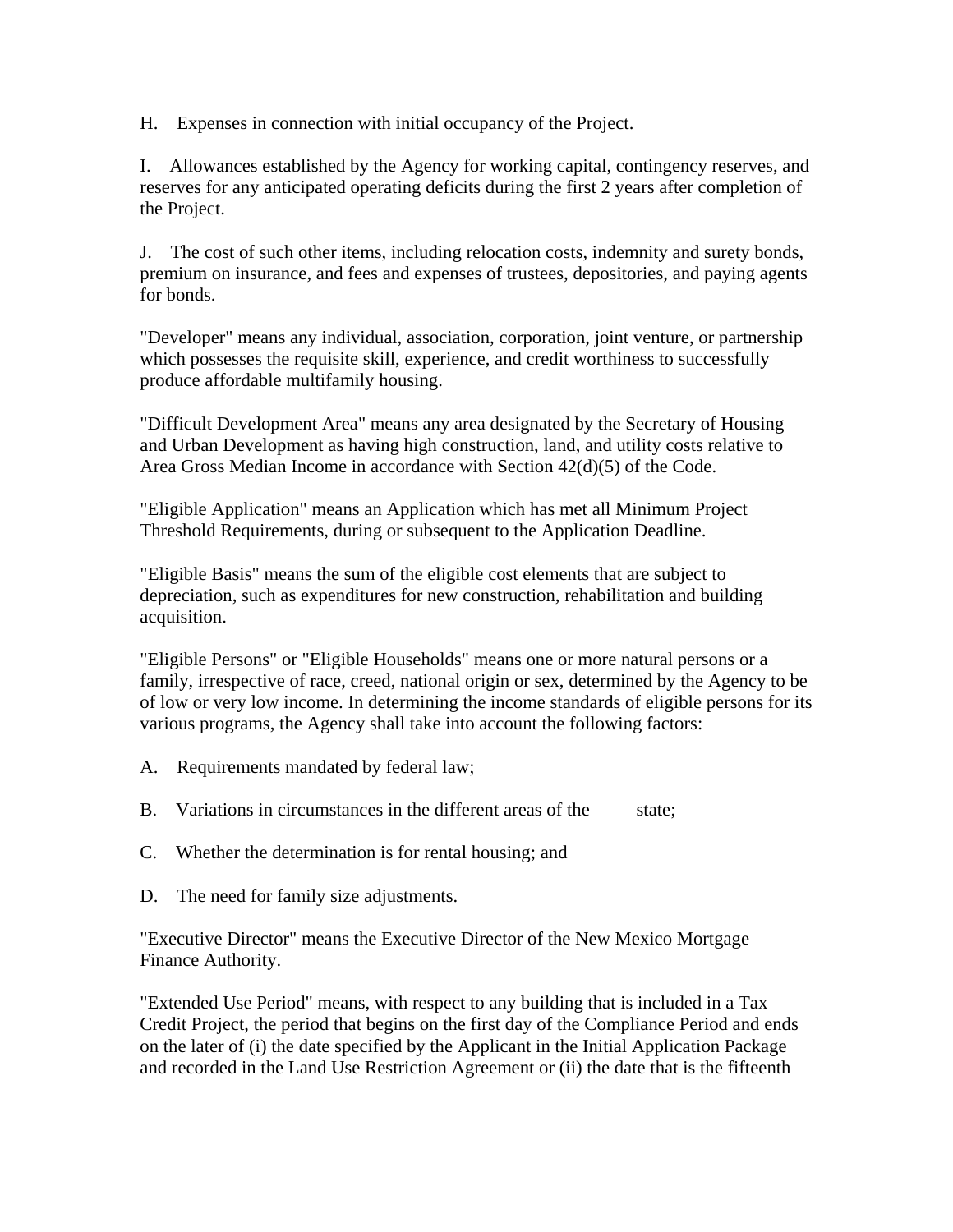H. Expenses in connection with initial occupancy of the Project.

I. Allowances established by the Agency for working capital, contingency reserves, and reserves for any anticipated operating deficits during the first 2 years after completion of the Project.

J. The cost of such other items, including relocation costs, indemnity and surety bonds, premium on insurance, and fees and expenses of trustees, depositories, and paying agents for bonds.

"Developer" means any individual, association, corporation, joint venture, or partnership which possesses the requisite skill, experience, and credit worthiness to successfully produce affordable multifamily housing.

"Difficult Development Area" means any area designated by the Secretary of Housing and Urban Development as having high construction, land, and utility costs relative to Area Gross Median Income in accordance with Section 42(d)(5) of the Code.

"Eligible Application" means an Application which has met all Minimum Project Threshold Requirements, during or subsequent to the Application Deadline.

"Eligible Basis" means the sum of the eligible cost elements that are subject to depreciation, such as expenditures for new construction, rehabilitation and building acquisition.

"Eligible Persons" or "Eligible Households" means one or more natural persons or a family, irrespective of race, creed, national origin or sex, determined by the Agency to be of low or very low income. In determining the income standards of eligible persons for its various programs, the Agency shall take into account the following factors:

A. Requirements mandated by federal law;

B. Variations in circumstances in the different areas of the state;

C. Whether the determination is for rental housing; and

D. The need for family size adjustments.

"Executive Director" means the Executive Director of the New Mexico Mortgage Finance Authority.

"Extended Use Period" means, with respect to any building that is included in a Tax Credit Project, the period that begins on the first day of the Compliance Period and ends on the later of (i) the date specified by the Applicant in the Initial Application Package and recorded in the Land Use Restriction Agreement or (ii) the date that is the fifteenth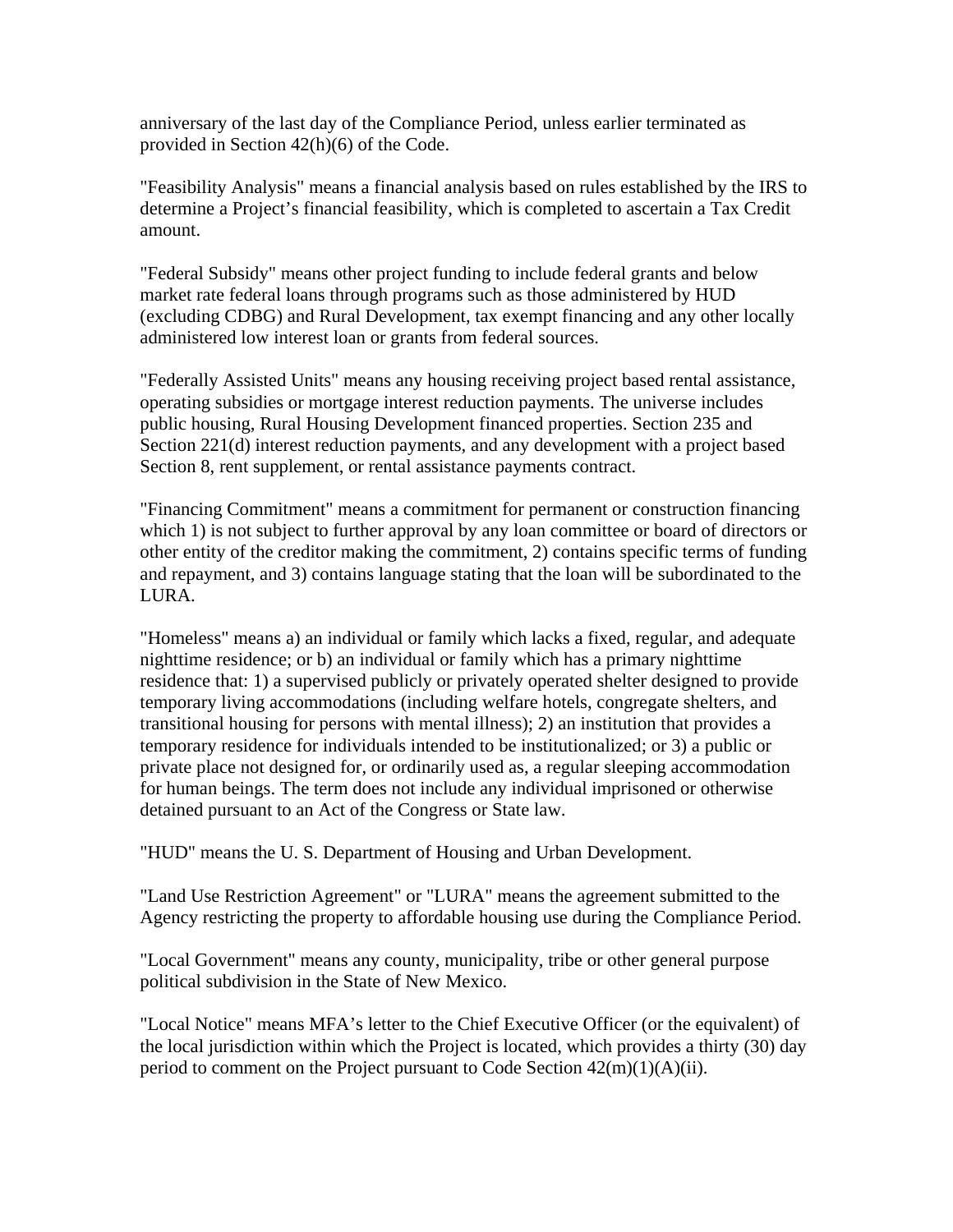anniversary of the last day of the Compliance Period, unless earlier terminated as provided in Section 42(h)(6) of the Code.

"Feasibility Analysis" means a financial analysis based on rules established by the IRS to determine a Project's financial feasibility, which is completed to ascertain a Tax Credit amount.

"Federal Subsidy" means other project funding to include federal grants and below market rate federal loans through programs such as those administered by HUD (excluding CDBG) and Rural Development, tax exempt financing and any other locally administered low interest loan or grants from federal sources.

"Federally Assisted Units" means any housing receiving project based rental assistance, operating subsidies or mortgage interest reduction payments. The universe includes public housing, Rural Housing Development financed properties. Section 235 and Section 221(d) interest reduction payments, and any development with a project based Section 8, rent supplement, or rental assistance payments contract.

"Financing Commitment" means a commitment for permanent or construction financing which 1) is not subject to further approval by any loan committee or board of directors or other entity of the creditor making the commitment, 2) contains specific terms of funding and repayment, and 3) contains language stating that the loan will be subordinated to the LURA.

"Homeless" means a) an individual or family which lacks a fixed, regular, and adequate nighttime residence; or b) an individual or family which has a primary nighttime residence that: 1) a supervised publicly or privately operated shelter designed to provide temporary living accommodations (including welfare hotels, congregate shelters, and transitional housing for persons with mental illness); 2) an institution that provides a temporary residence for individuals intended to be institutionalized; or 3) a public or private place not designed for, or ordinarily used as, a regular sleeping accommodation for human beings. The term does not include any individual imprisoned or otherwise detained pursuant to an Act of the Congress or State law.

"HUD" means the U. S. Department of Housing and Urban Development.

"Land Use Restriction Agreement" or "LURA" means the agreement submitted to the Agency restricting the property to affordable housing use during the Compliance Period.

"Local Government" means any county, municipality, tribe or other general purpose political subdivision in the State of New Mexico.

"Local Notice" means MFA's letter to the Chief Executive Officer (or the equivalent) of the local jurisdiction within which the Project is located, which provides a thirty (30) day period to comment on the Project pursuant to Code Section 42(m)(1)(A)(ii).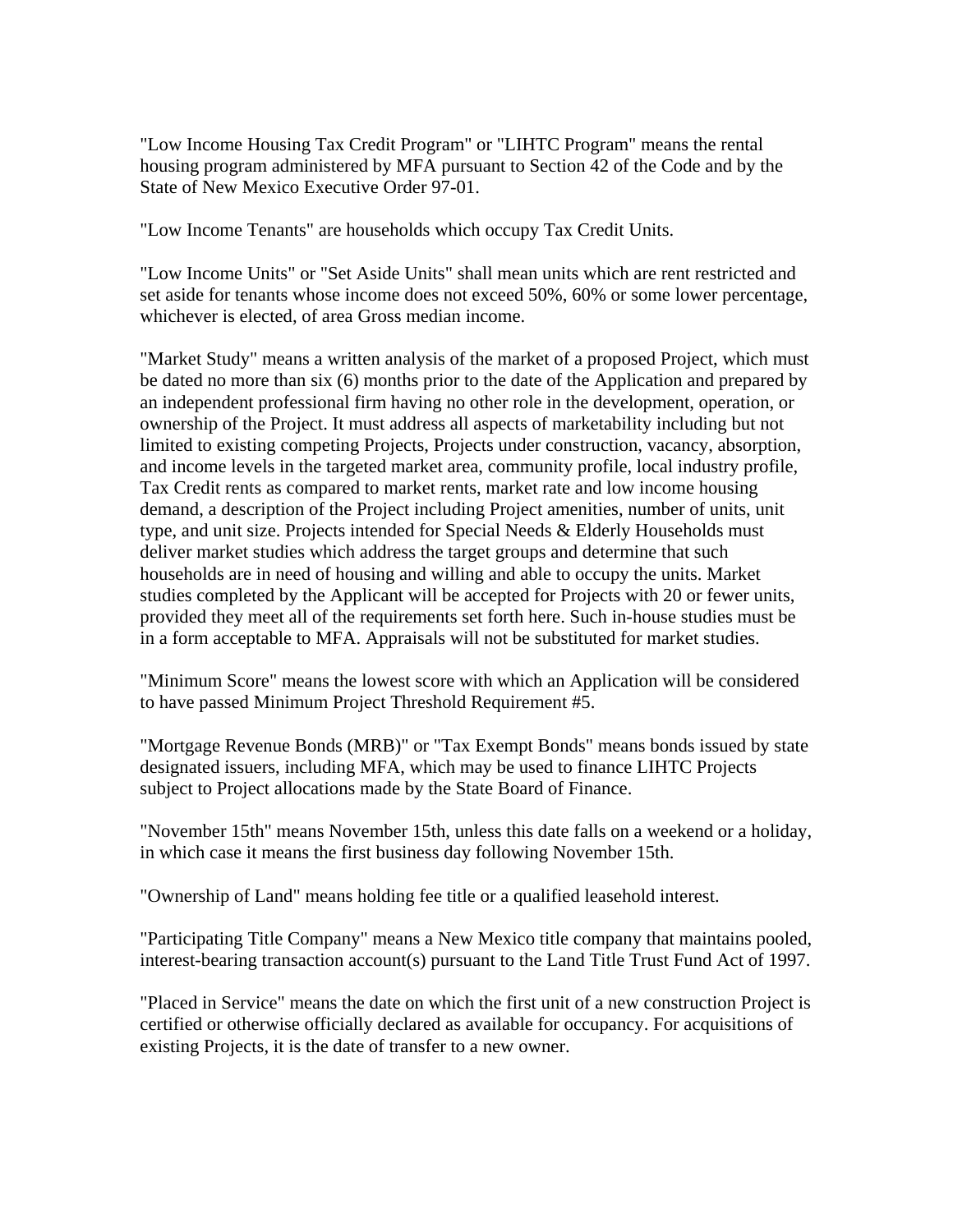"Low Income Housing Tax Credit Program" or "LIHTC Program" means the rental housing program administered by MFA pursuant to Section 42 of the Code and by the State of New Mexico Executive Order 97-01.

"Low Income Tenants" are households which occupy Tax Credit Units.

"Low Income Units" or "Set Aside Units" shall mean units which are rent restricted and set aside for tenants whose income does not exceed 50%, 60% or some lower percentage, whichever is elected, of area Gross median income.

"Market Study" means a written analysis of the market of a proposed Project, which must be dated no more than six (6) months prior to the date of the Application and prepared by an independent professional firm having no other role in the development, operation, or ownership of the Project. It must address all aspects of marketability including but not limited to existing competing Projects, Projects under construction, vacancy, absorption, and income levels in the targeted market area, community profile, local industry profile, Tax Credit rents as compared to market rents, market rate and low income housing demand, a description of the Project including Project amenities, number of units, unit type, and unit size. Projects intended for Special Needs & Elderly Households must deliver market studies which address the target groups and determine that such households are in need of housing and willing and able to occupy the units. Market studies completed by the Applicant will be accepted for Projects with 20 or fewer units, provided they meet all of the requirements set forth here. Such in-house studies must be in a form acceptable to MFA. Appraisals will not be substituted for market studies.

"Minimum Score" means the lowest score with which an Application will be considered to have passed Minimum Project Threshold Requirement #5.

"Mortgage Revenue Bonds (MRB)" or "Tax Exempt Bonds" means bonds issued by state designated issuers, including MFA, which may be used to finance LIHTC Projects subject to Project allocations made by the State Board of Finance.

"November 15th" means November 15th, unless this date falls on a weekend or a holiday, in which case it means the first business day following November 15th.

"Ownership of Land" means holding fee title or a qualified leasehold interest.

"Participating Title Company" means a New Mexico title company that maintains pooled, interest-bearing transaction account(s) pursuant to the Land Title Trust Fund Act of 1997.

"Placed in Service" means the date on which the first unit of a new construction Project is certified or otherwise officially declared as available for occupancy. For acquisitions of existing Projects, it is the date of transfer to a new owner.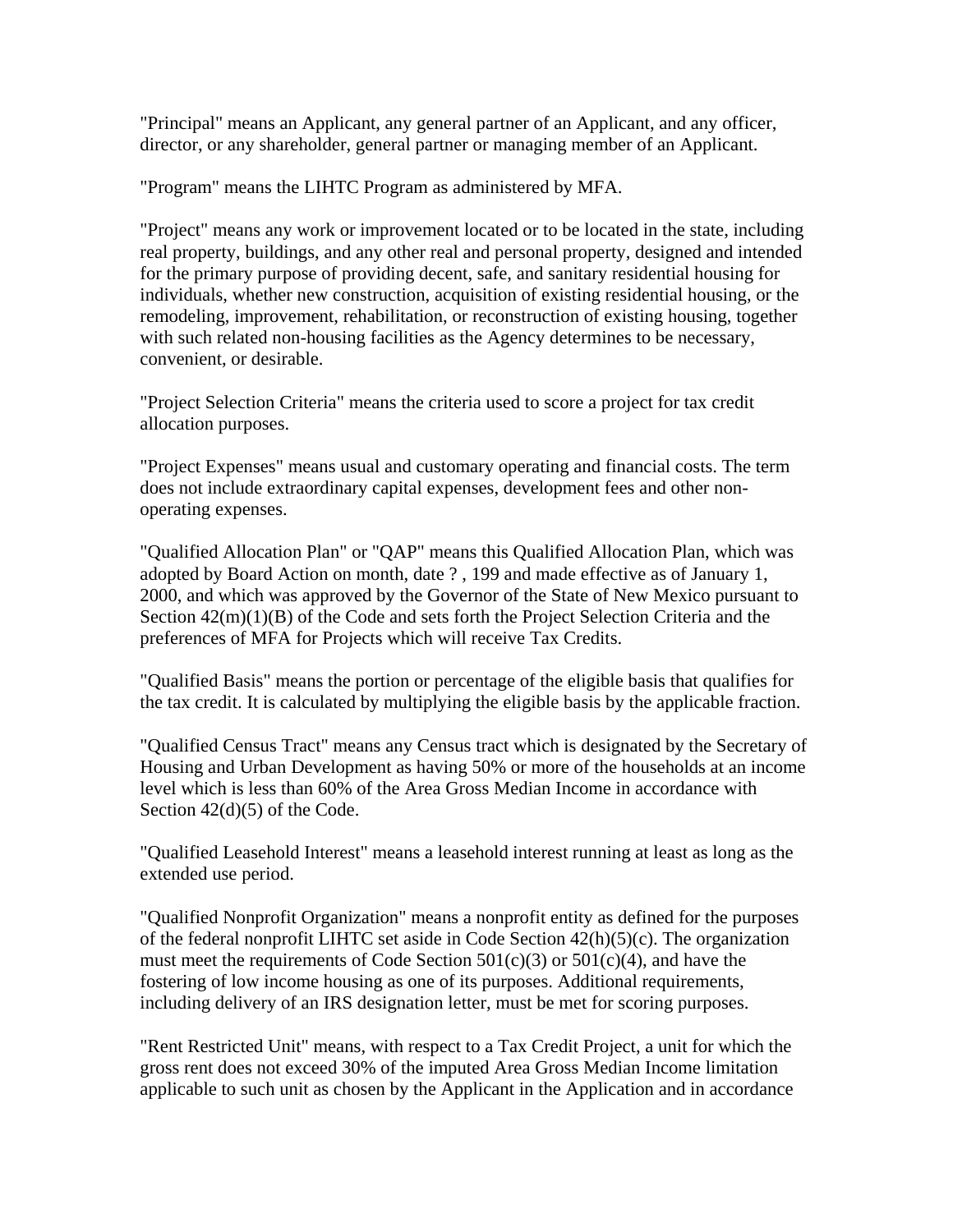"Principal" means an Applicant, any general partner of an Applicant, and any officer, director, or any shareholder, general partner or managing member of an Applicant.

"Program" means the LIHTC Program as administered by MFA.

"Project" means any work or improvement located or to be located in the state, including real property, buildings, and any other real and personal property, designed and intended for the primary purpose of providing decent, safe, and sanitary residential housing for individuals, whether new construction, acquisition of existing residential housing, or the remodeling, improvement, rehabilitation, or reconstruction of existing housing, together with such related non-housing facilities as the Agency determines to be necessary, convenient, or desirable.

"Project Selection Criteria" means the criteria used to score a project for tax credit allocation purposes.

"Project Expenses" means usual and customary operating and financial costs. The term does not include extraordinary capital expenses, development fees and other non-operating expenses.

"Qualified Allocation Plan" or "QAP" means this Qualified Allocation Plan, which was adopted by Board Action on month, date ? , 199 and made effective as of January 1, 2000, and which was approved by the Governor of the State of New Mexico pursuant to Section 42(m)(1)(B) of the Code and sets forth the Project Selection Criteria and the preferences of MFA for Projects which will receive Tax Credits.

"Qualified Basis" means the portion or percentage of the eligible basis that qualifies for the tax credit. It is calculated by multiplying the eligible basis by the applicable fraction.

"Qualified Census Tract" means any Census tract which is designated by the Secretary of Housing and Urban Development as having 50% or more of the households at an income level which is less than 60% of the Area Gross Median Income in accordance with Section 42(d)(5) of the Code.

"Qualified Leasehold Interest" means a leasehold interest running at least as long as the extended use period.

"Qualified Nonprofit Organization" means a nonprofit entity as defined for the purposes of the federal nonprofit LIHTC set aside in Code Section 42(h)(5)(c). The organization must meet the requirements of Code Section 501(c)(3) or 501(c)(4), and have the fostering of low income housing as one of its purposes. Additional requirements, including delivery of an IRS designation letter, must be met for scoring purposes.

"Rent Restricted Unit" means, with respect to a Tax Credit Project, a unit for which the gross rent does not exceed 30% of the imputed Area Gross Median Income limitation applicable to such unit as chosen by the Applicant in the Application and in accordance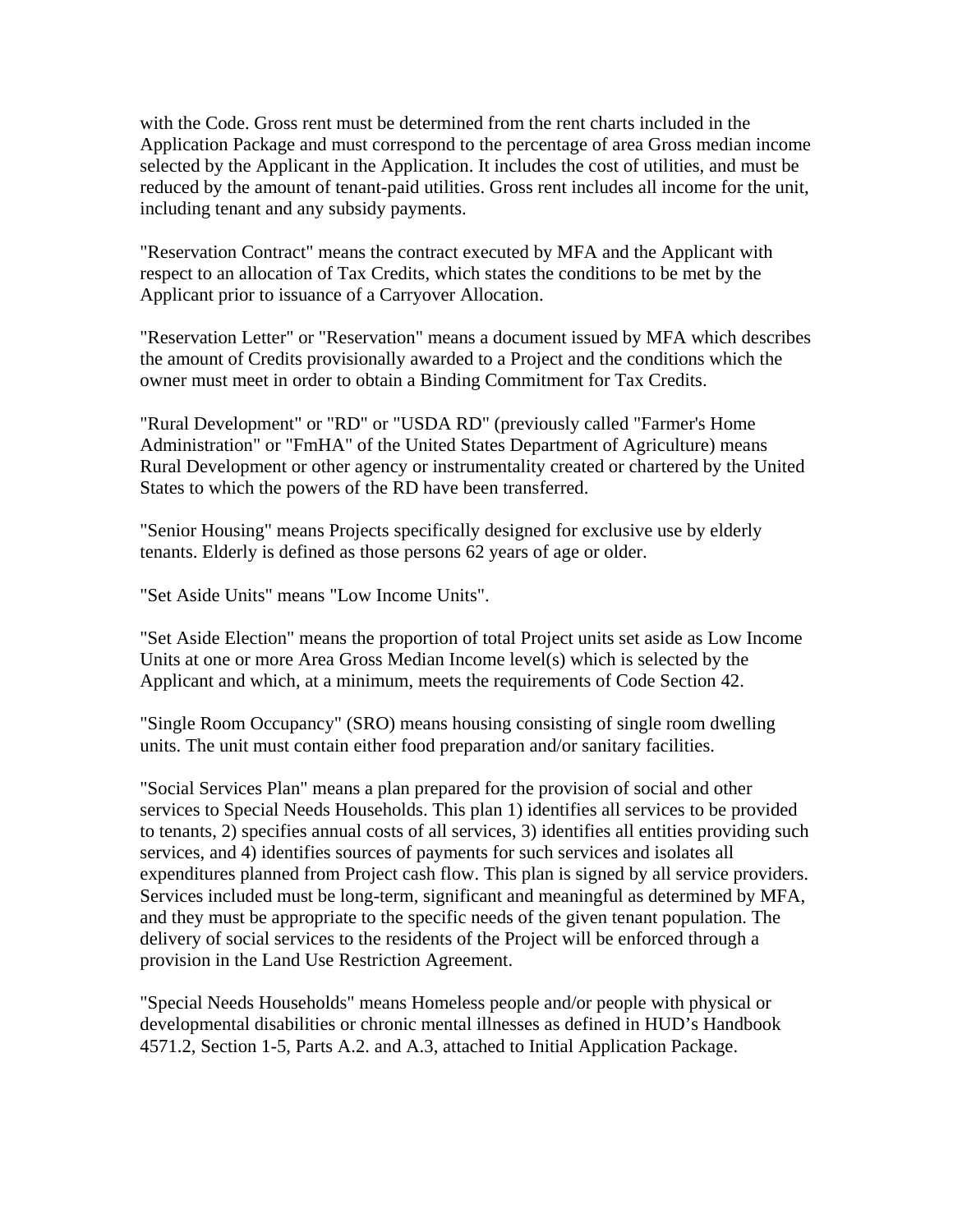with the Code. Gross rent must be determined from the rent charts included in the Application Package and must correspond to the percentage of area Gross median income selected by the Applicant in the Application. It includes the cost of utilities, and must be reduced by the amount of tenant-paid utilities. Gross rent includes all income for the unit, including tenant and any subsidy payments.

"Reservation Contract" means the contract executed by MFA and the Applicant with respect to an allocation of Tax Credits, which states the conditions to be met by the Applicant prior to issuance of a Carryover Allocation.

"Reservation Letter" or "Reservation" means a document issued by MFA which describes the amount of Credits provisionally awarded to a Project and the conditions which the owner must meet in order to obtain a Binding Commitment for Tax Credits.

"Rural Development" or "RD" or "USDA RD" (previously called "Farmer's Home Administration" or "FmHA" of the United States Department of Agriculture) means Rural Development or other agency or instrumentality created or chartered by the United States to which the powers of the RD have been transferred.

"Senior Housing" means Projects specifically designed for exclusive use by elderly tenants. Elderly is defined as those persons 62 years of age or older.

"Set Aside Units" means "Low Income Units".

"Set Aside Election" means the proportion of total Project units set aside as Low Income Units at one or more Area Gross Median Income level(s) which is selected by the Applicant and which, at a minimum, meets the requirements of Code Section 42.

"Single Room Occupancy" (SRO) means housing consisting of single room dwelling units. The unit must contain either food preparation and/or sanitary facilities.

"Social Services Plan" means a plan prepared for the provision of social and other services to Special Needs Households. This plan 1) identifies all services to be provided to tenants, 2) specifies annual costs of all services, 3) identifies all entities providing such services, and 4) identifies sources of payments for such services and isolates all expenditures planned from Project cash flow. This plan is signed by all service providers. Services included must be long-term, significant and meaningful as determined by MFA, and they must be appropriate to the specific needs of the given tenant population. The delivery of social services to the residents of the Project will be enforced through a provision in the Land Use Restriction Agreement.

"Special Needs Households" means Homeless people and/or people with physical or developmental disabilities or chronic mental illnesses as defined in HUD's Handbook 4571.2, Section 1-5, Parts A.2. and A.3, attached to Initial Application Package.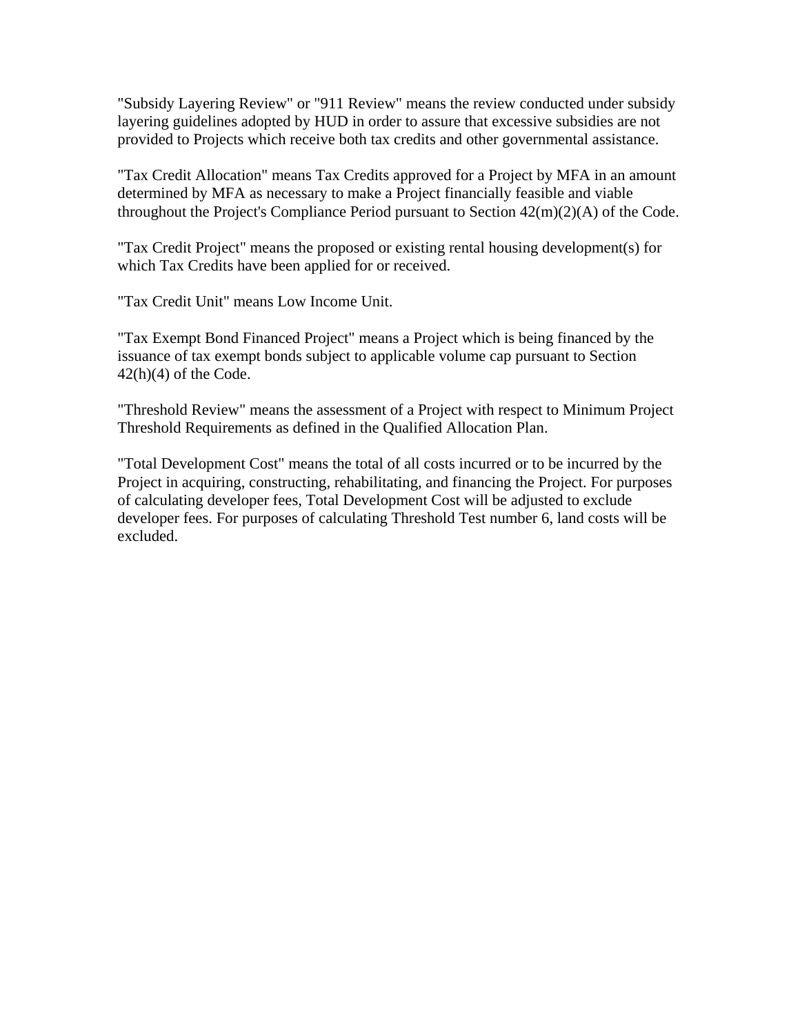"Subsidy Layering Review" or "911 Review" means the review conducted under subsidy layering guidelines adopted by HUD in order to assure that excessive subsidies are not provided to Projects which receive both tax credits and other governmental assistance.

"Tax Credit Allocation" means Tax Credits approved for a Project by MFA in an amount determined by MFA as necessary to make a Project financially feasible and viable throughout the Project's Compliance Period pursuant to Section 42(m)(2)(A) of the Code.

"Tax Credit Project" means the proposed or existing rental housing development(s) for which Tax Credits have been applied for or received.

"Tax Credit Unit" means Low Income Unit.

"Tax Exempt Bond Financed Project" means a Project which is being financed by the issuance of tax exempt bonds subject to applicable volume cap pursuant to Section 42(h)(4) of the Code.

"Threshold Review" means the assessment of a Project with respect to Minimum Project Threshold Requirements as defined in the Qualified Allocation Plan.

"Total Development Cost" means the total of all costs incurred or to be incurred by the Project in acquiring, constructing, rehabilitating, and financing the Project. For purposes of calculating developer fees, Total Development Cost will be adjusted to exclude developer fees. For purposes of calculating Threshold Test number 6, land costs will be excluded.